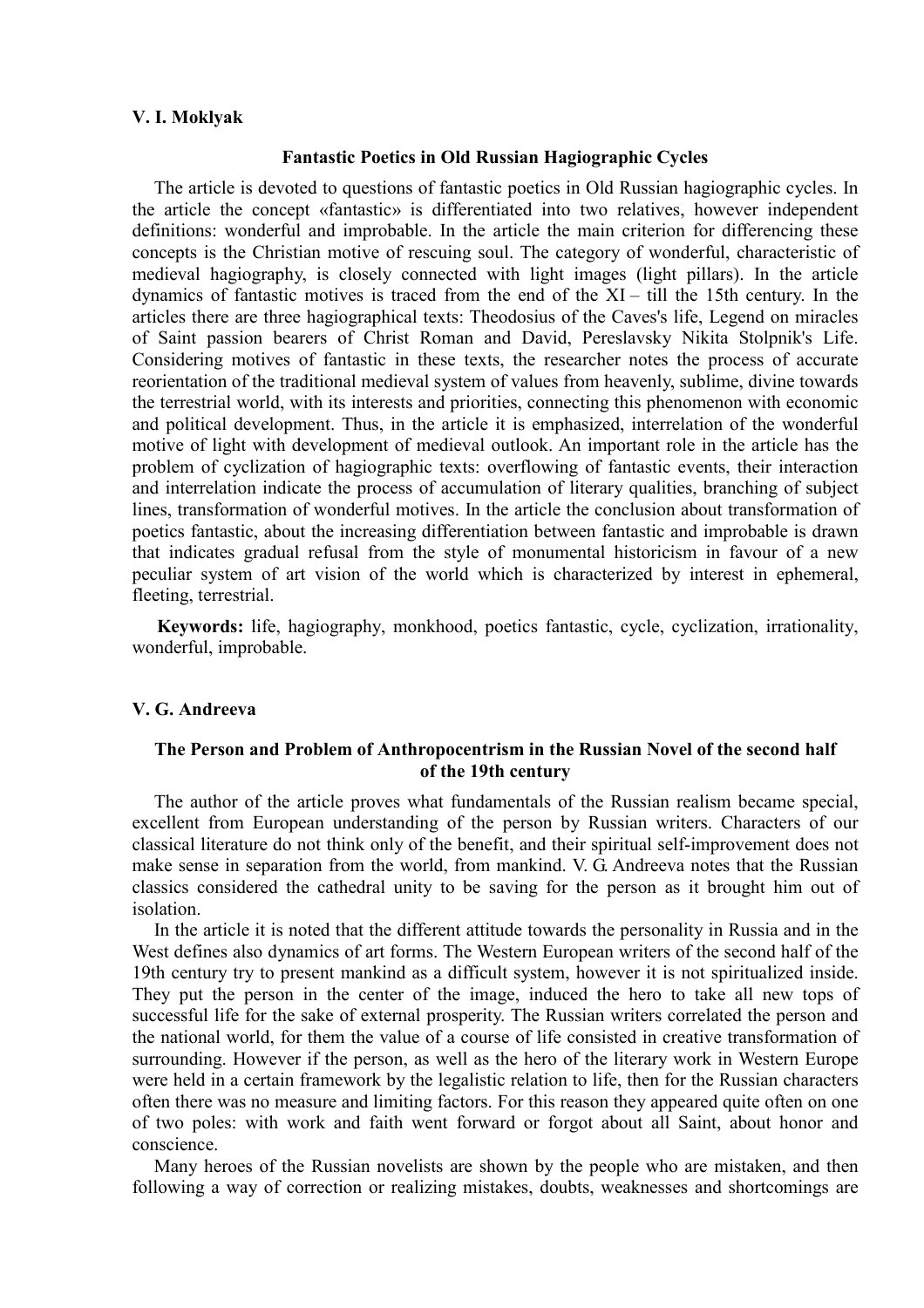**V. I. Moklyak**

### Fantastic Poetics in Old Russian Hagiographic Cycles

The article is devoted to questions of fantastic poetics in Old Russian hagiographic cycles. In the article the concept «fantastic» is differentiated into two relatives, however independent definitions: wonderful and improbable. In the article the main criterion for differencing these concepts is the Christian motive of rescuing soul. The category of wonderful, characteristic of medieval hagiography, is closely connected with light images (light pillars). In the article dynamics of fantastic motives is traced from the end of the XI – till the 15th century. In the articles there are three hagiographical texts: Theodosius of the Caves's life, Legend on miracles of Saint passion bearers of Christ Roman and David, Pereslavsky Nikita Stolpnik's Life. Considering motives of fantastic in these texts, the researcher notes the process of accurate reorientation of the traditional medieval system of values from heavenly, sublime, divine towards the terrestrial world, with its interests and priorities, connecting this phenomenon with economic and political development. Thus, in the article it is emphasized, interrelation of the wonderful motive of light with development of medieval outlook. An important role in the article has the problem of cyclization of hagiographic texts: overflowing of fantastic events, their interaction and interrelation indicate the process of accumulation of literary qualities, branching of subject lines, transformation of wonderful motives. In the article the conclusion about transformation of poetics fantastic, about the increasing differentiation between fantastic and improbable is drawn that indicates gradual refusal from the style of monumental historicism in favour of a new peculiar system of art vision of the world which is characterized by interest in ephemeral, fleeting, terrestrial.

**Keywords:** life, hagiography, monkhood, poetics fantastic, cycle, cyclization, irrationality, wonderful, improbable.

**V. G. Andreeva**

### The Person and Problem of Anthropocentrism in the Russian Novel of the second half of the 19th century

The author of the article proves what fundamentals of the Russian realism became special, excellent from European understanding of the person by Russian writers. Characters of our classical literature do not think only of the benefit, and their spiritual self-improvement does not make sense in separation from the world, from mankind. V. G. Andreeva notes that the Russian classics considered the cathedral unity to be saving for the person as it brought him out of isolation.

In the article it is noted that the different attitude towards the personality in Russia and in the West defines also dynamics of art forms. The Western European writers of the second half of the 19th century try to present mankind as a difficult system, however it is not spiritualized inside. They put the person in the center of the image, induced the hero to take all new tops of successful life for the sake of external prosperity. The Russian writers correlated the person and the national world, for them the value of a course of life consisted in creative transformation of surrounding. However if the person, as well as the hero of the literary work in Western Europe were held in a certain framework by the legalistic relation to life, then for the Russian characters often there was no measure and limiting factors. For this reason they appeared quite often on one of two poles: with work and faith went forward or forgot about all Saint, about honor and conscience.

Many heroes of the Russian novelists are shown by the people who are mistaken, and then following a way of correction or realizing mistakes, doubts, weaknesses and shortcomings are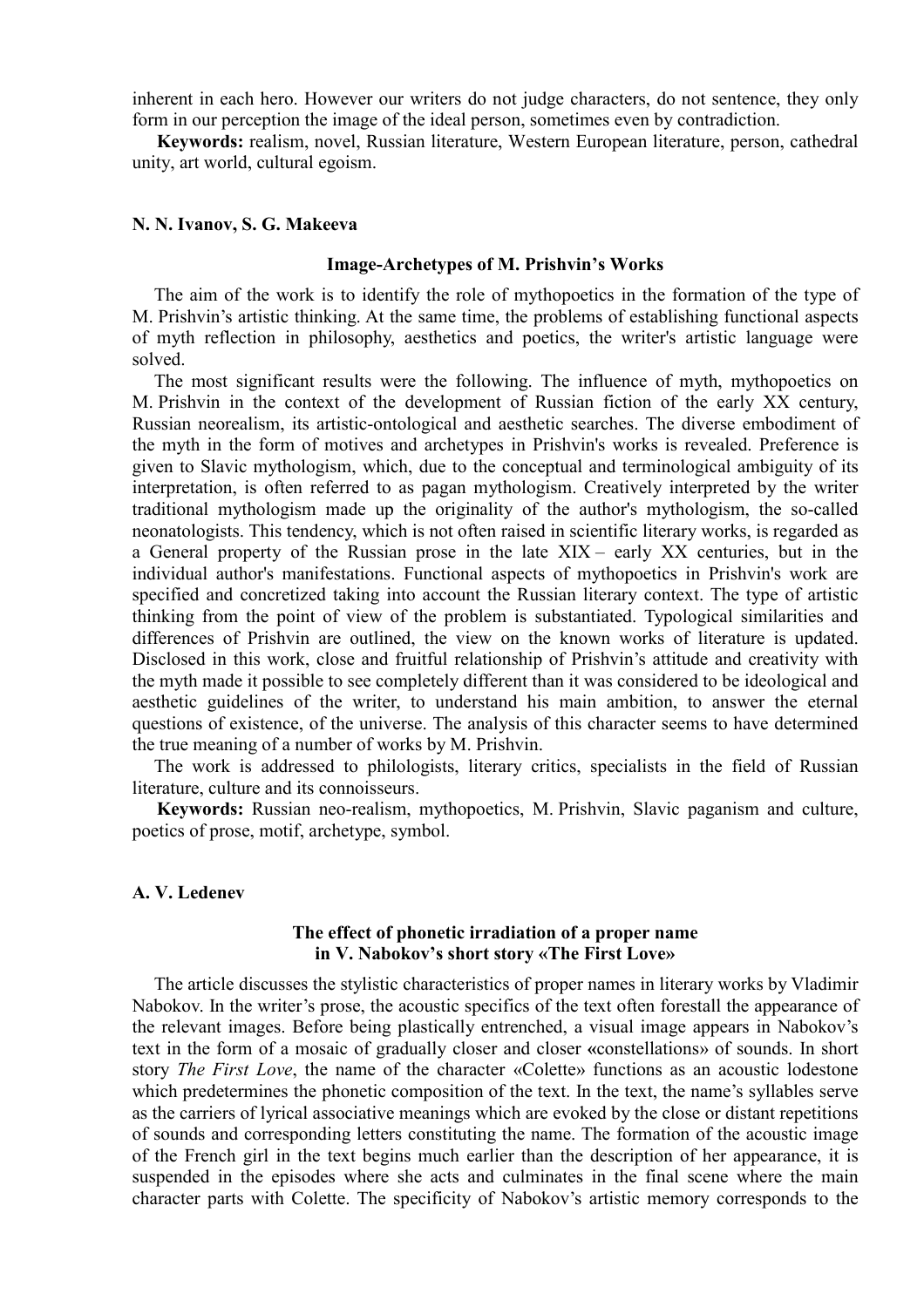inherent in each hero. However our writers do not judge characters, do not sentence, they only form in our perception the image of the ideal person, sometimes even by contradiction.

**Keywords:** realism, novel, Russian literature, Western European literature, person, cathedral unity, art world, cultural egoism.

**N. N. Ivanov, S. G. Makeeva**

### Image-Archetypes of M. Prishvin's Works

The aim of the work is to identify the role of mythopoetics in the formation of the type of M. Prishvin's artistic thinking. At the same time, the problems of establishing functional aspects of myth reflection in philosophy, aesthetics and poetics, the writer's artistic language were solved.

The most significant results were the following. The influence of myth, mythopoetics on M. Prishvin in the context of the development of Russian fiction of the early XX century, Russian neorealism, its artistic-ontological and aesthetic searches. The diverse embodiment of the myth in the form of motives and archetypes in Prishvin's works is revealed. Preference is given to Slavic mythologism, which, due to the conceptual and terminological ambiguity of its interpretation, is often referred to as pagan mythologism. Creatively interpreted by the writer traditional mythologism made up the originality of the author's mythologism, the so-called neonatologists. This tendency, which is not often raised in scientific literary works, is regarded as a General property of the Russian prose in the late XIX – early XX centuries, but in the individual author's manifestations. Functional aspects of mythopoetics in Prishvin's work are specified and concretized taking into account the Russian literary context. The type of artistic thinking from the point of view of the problem is substantiated. Typological similarities and differences of Prishvin are outlined, the view on the known works of literature is updated. Disclosed in this work, close and fruitful relationship of Prishvin's attitude and creativity with the myth made it possible to see completely different than it was considered to be ideological and aesthetic guidelines of the writer, to understand his main ambition, to answer the eternal questions of existence, of the universe. The analysis of this character seems to have determined the true meaning of a number of works by M. Prishvin.

The work is addressed to philologists, literary critics, specialists in the field of Russian literature, culture and its connoisseurs.

**Keywords:** Russian neo-realism, mythopoetics, M. Prishvin, Slavic paganism and culture, poetics of prose, motif, archetype, symbol.

**A. V. Ledenev**

### The effect of phonetic irradiation of a proper name in V. Nabokov's short story «The First Love»

The article discusses the stylistic characteristics of proper names in literary works by Vladimir Nabokov. In the writer's prose, the acoustic specifics of the text often forestall the appearance of the relevant images. Before being plastically entrenched, a visual image appears in Nabokov's text in the form of a mosaic of gradually closer and closer «constellations» of sounds. In short story *The First Love*, the name of the character «Colette» functions as an acoustic lodestone which predetermines the phonetic composition of the text. In the text, the name's syllables serve as the carriers of lyrical associative meanings which are evoked by the close or distant repetitions of sounds and corresponding letters constituting the name. The formation of the acoustic image of the French girl in the text begins much earlier than the description of her appearance, it is suspended in the episodes where she acts and culminates in the final scene where the main character parts with Colette. The specificity of Nabokov's artistic memory corresponds to the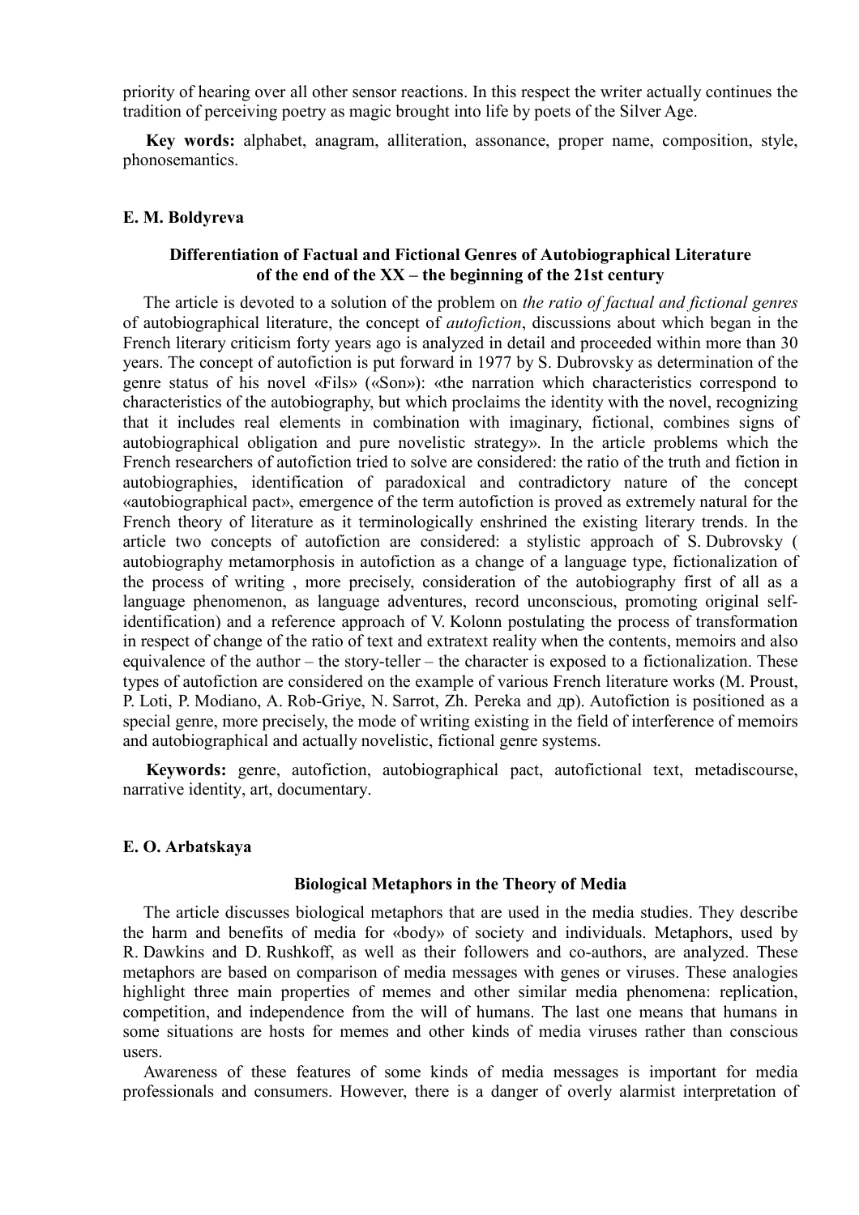priority of hearing over all other sensor reactions. In this respect the writer actually continues the tradition of perceiving poetry as magic brought into life by poets of the Silver Age.

**Key words:** alphabet, anagram, alliteration, assonance, proper name, composition, style, phonosemantics.

**E. M. Boldyreva**

### Differentiation of Factual and Fictional Genres of Autobiographical Literature of the end of the XX – the beginning of the 21st century

The article is devoted to a solution of the problem on *the ratio of factual and fictional genres* of autobiographical literature, the concept of *autofiction*, discussions about which began in the French literary criticism forty years ago is analyzed in detail and proceeded within more than 30 years. The concept of autofiction is put forward in 1977 by S. Dubrovsky as determination of the genre status of his novel «Fils» («Son»): «the narration which characteristics correspond to characteristics of the autobiography, but which proclaims the identity with the novel, recognizing that it includes real elements in combination with imaginary, fictional, combines signs of autobiographical obligation and pure novelistic strategy». In the article problems which the French researchers of autofiction tried to solve are considered: the ratio of the truth and fiction in autobiographies, identification of paradoxical and contradictory nature of the concept «autobiographical pact», emergence of the term autofiction is proved as extremely natural for the French theory of literature as it terminologically enshrined the existing literary trends. In the article two concepts of autofiction are considered: a stylistic approach of S. Dubrovsky ( autobiography metamorphosis in autofiction as a change of a language type, fictionalization of the process of writing , more precisely, consideration of the autobiography first of all as a language phenomenon, as language adventures, record unconscious, promoting original self-identification) and a reference approach of V. Kolonn postulating the process of transformation in respect of change of the ratio of text and extratext reality when the contents, memoirs and also equivalence of the author – the story-teller – the character is exposed to a fictionalization. These types of autofiction are considered on the example of various French literature works (M. Proust, P. Loti, P. Modiano, A. Rob-Griye, N. Sarrot, Zh. Pereka and др). Autofiction is positioned as a special genre, more precisely, the mode of writing existing in the field of interference of memoirs and autobiographical and actually novelistic, fictional genre systems.

**Keywords:** genre, autofiction, autobiographical pact, autofictional text, metadiscourse, narrative identity, art, documentary.

**E. O. Arbatskaya**

### Biological Metaphors in the Theory of Media

The article discusses biological metaphors that are used in the media studies. They describe the harm and benefits of media for «body» of society and individuals. Metaphors, used by R. Dawkins and D. Rushkoff, as well as their followers and co-authors, are analyzed. These metaphors are based on comparison of media messages with genes or viruses. These analogies highlight three main properties of memes and other similar media phenomena: replication, competition, and independence from the will of humans. The last one means that humans in some situations are hosts for memes and other kinds of media viruses rather than conscious users.

Awareness of these features of some kinds of media messages is important for media professionals and consumers. However, there is a danger of overly alarmist interpretation of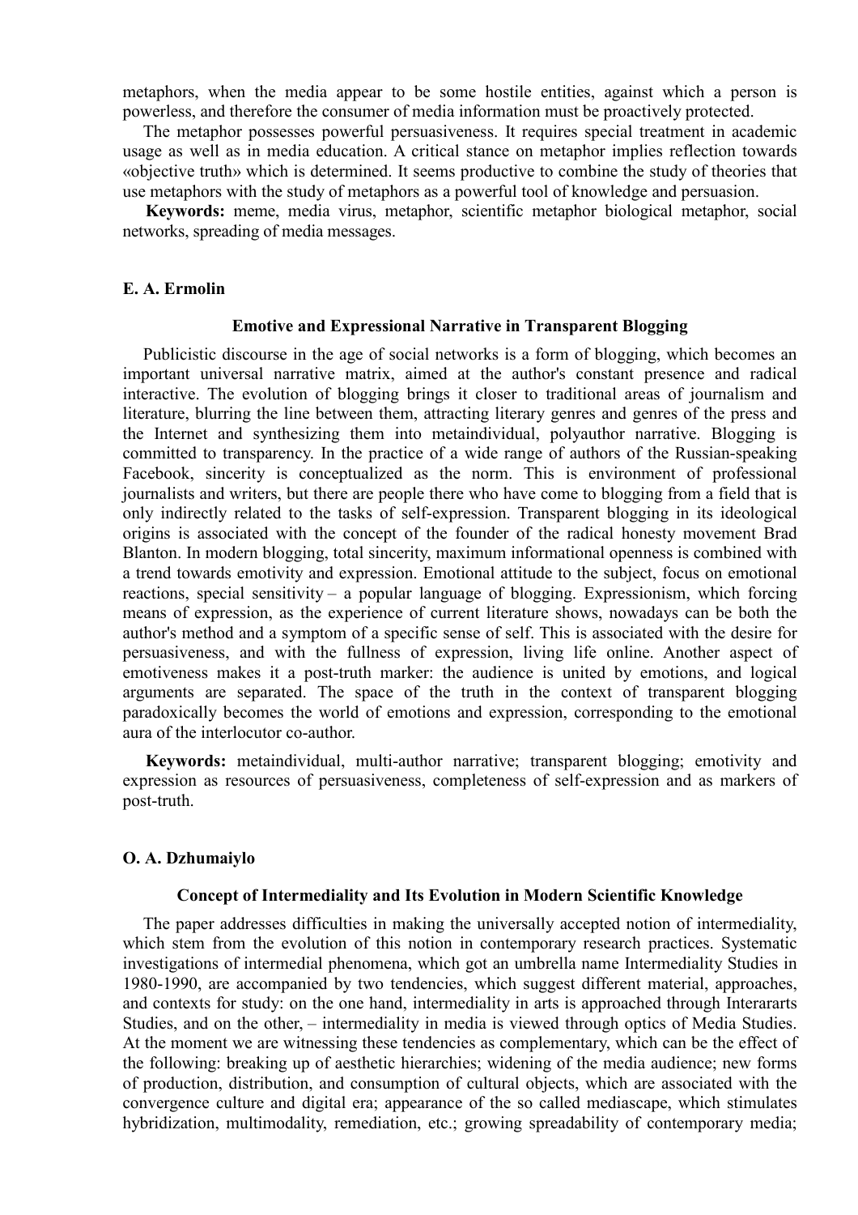metaphors, when the media appear to be some hostile entities, against which a person is powerless, and therefore the consumer of media information must be proactively protected.

The metaphor possesses powerful persuasiveness. It requires special treatment in academic usage as well as in media education. A critical stance on metaphor implies reflection towards «objective truth» which is determined. It seems productive to combine the study of theories that use metaphors with the study of metaphors as a powerful tool of knowledge and persuasion.

**Keywords:** meme, media virus, metaphor, scientific metaphor biological metaphor, social networks, spreading of media messages.

**E. A. Ermolin**

### Emotive and Expressional Narrative in Transparent Blogging

Publicistic discourse in the age of social networks is a form of blogging, which becomes an important universal narrative matrix, aimed at the author's constant presence and radical interactive. The evolution of blogging brings it closer to traditional areas of journalism and literature, blurring the line between them, attracting literary genres and genres of the press and the Internet and synthesizing them into metaindividual, polyauthor narrative. Blogging is committed to transparency. In the practice of a wide range of authors of the Russian-speaking Facebook, sincerity is conceptualized as the norm. This is environment of professional journalists and writers, but there are people there who have come to blogging from a field that is only indirectly related to the tasks of self-expression. Transparent blogging in its ideological origins is associated with the concept of the founder of the radical honesty movement Brad Blanton. In modern blogging, total sincerity, maximum informational openness is combined with a trend towards emotivity and expression. Emotional attitude to the subject, focus on emotional reactions, special sensitivity – a popular language of blogging. Expressionism, which forcing means of expression, as the experience of current literature shows, nowadays can be both the author's method and a symptom of a specific sense of self. This is associated with the desire for persuasiveness, and with the fullness of expression, living life online. Another aspect of emotiveness makes it a post-truth marker: the audience is united by emotions, and logical arguments are separated. The space of the truth in the context of transparent blogging paradoxically becomes the world of emotions and expression, corresponding to the emotional aura of the interlocutor co-author.

**Keywords:** metaindividual, multi-author narrative; transparent blogging; emotivity and expression as resources of persuasiveness, completeness of self-expression and as markers of post-truth.

**O. A. Dzhumaiylo**

### Concept of Intermediality and Its Evolution in Modern Scientific Knowledge

The paper addresses difficulties in making the universally accepted notion of intermediality, which stem from the evolution of this notion in contemporary research practices. Systematic investigations of intermedial phenomena, which got an umbrella name Intermediality Studies in 1980-1990, are accompanied by two tendencies, which suggest different material, approaches, and contexts for study: on the one hand, intermediality in arts is approached through Interararts Studies, and on the other, – intermediality in media is viewed through optics of Media Studies. At the moment we are witnessing these tendencies as complementary, which can be the effect of the following: breaking up of aesthetic hierarchies; widening of the media audience; new forms of production, distribution, and consumption of cultural objects, which are associated with the convergence culture and digital era; appearance of the so called mediascape, which stimulates hybridization, multimodality, remediation, etc.; growing spreadability of contemporary media;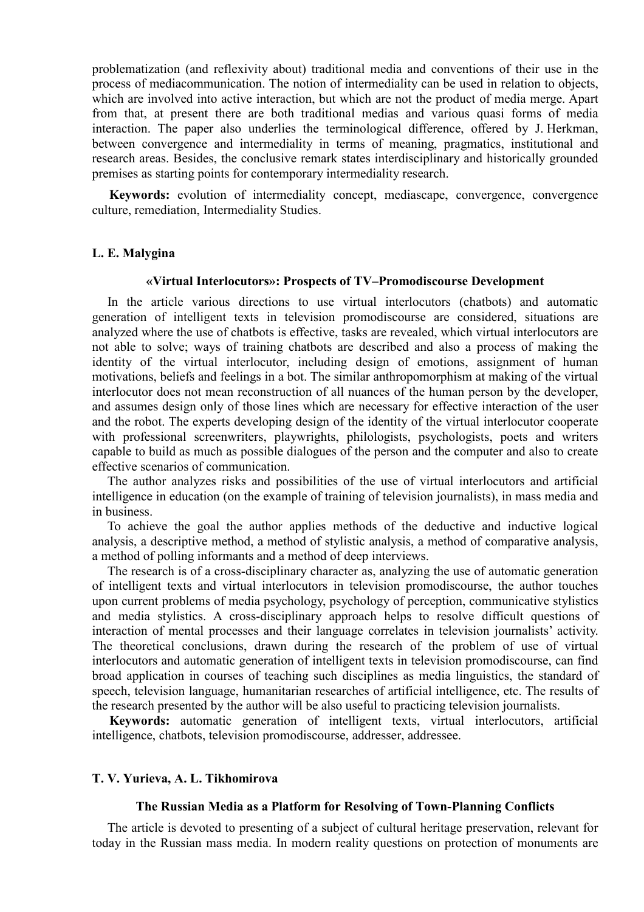problematization (and reflexivity about) traditional media and conventions of their use in the process of mediacommunication. The notion of intermediality can be used in relation to objects, which are involved into active interaction, but which are not the product of media merge. Apart from that, at present there are both traditional medias and various quasi forms of media interaction. The paper also underlies the terminological difference, offered by J. Herkman, between convergence and intermediality in terms of meaning, pragmatics, institutional and research areas. Besides, the conclusive remark states interdisciplinary and historically grounded premises as starting points for contemporary intermediality research.

**Keywords:** evolution of intermediality concept, mediascape, convergence, convergence culture, remediation, Intermediality Studies.

**L. E. Malygina**

### «Virtual Interlocutors»: Prospects of TV–Promodiscourse Development

In the article various directions to use virtual interlocutors (chatbots) and automatic generation of intelligent texts in television promodiscourse are considered, situations are analyzed where the use of chatbots is effective, tasks are revealed, which virtual interlocutors are not able to solve; ways of training chatbots are described and also a process of making the identity of the virtual interlocutor, including design of emotions, assignment of human motivations, beliefs and feelings in a bot. The similar anthropomorphism at making of the virtual interlocutor does not mean reconstruction of all nuances of the human person by the developer, and assumes design only of those lines which are necessary for effective interaction of the user and the robot. The experts developing design of the identity of the virtual interlocutor cooperate with professional screenwriters, playwrights, philologists, psychologists, poets and writers capable to build as much as possible dialogues of the person and the computer and also to create effective scenarios of communication.

The author analyzes risks and possibilities of the use of virtual interlocutors and artificial intelligence in education (on the example of training of television journalists), in mass media and in business.

To achieve the goal the author applies methods of the deductive and inductive logical analysis, a descriptive method, a method of stylistic analysis, a method of comparative analysis, a method of polling informants and a method of deep interviews.

The research is of a cross-disciplinary character as, analyzing the use of automatic generation of intelligent texts and virtual interlocutors in television promodiscourse, the author touches upon current problems of media psychology, psychology of perception, communicative stylistics and media stylistics. A cross-disciplinary approach helps to resolve difficult questions of interaction of mental processes and their language correlates in television journalists' activity. The theoretical conclusions, drawn during the research of the problem of use of virtual interlocutors and automatic generation of intelligent texts in television promodiscourse, can find broad application in courses of teaching such disciplines as media linguistics, the standard of speech, television language, humanitarian researches of artificial intelligence, etc. The results of the research presented by the author will be also useful to practicing television journalists.

**Keywords:** automatic generation of intelligent texts, virtual interlocutors, artificial intelligence, chatbots, television promodiscourse, addresser, addressee.

**T. V. Yurieva, A. L. Tikhomirova**

### The Russian Media as a Platform for Resolving of Town-Planning Conflicts

The article is devoted to presenting of a subject of cultural heritage preservation, relevant for today in the Russian mass media. In modern reality questions on protection of monuments are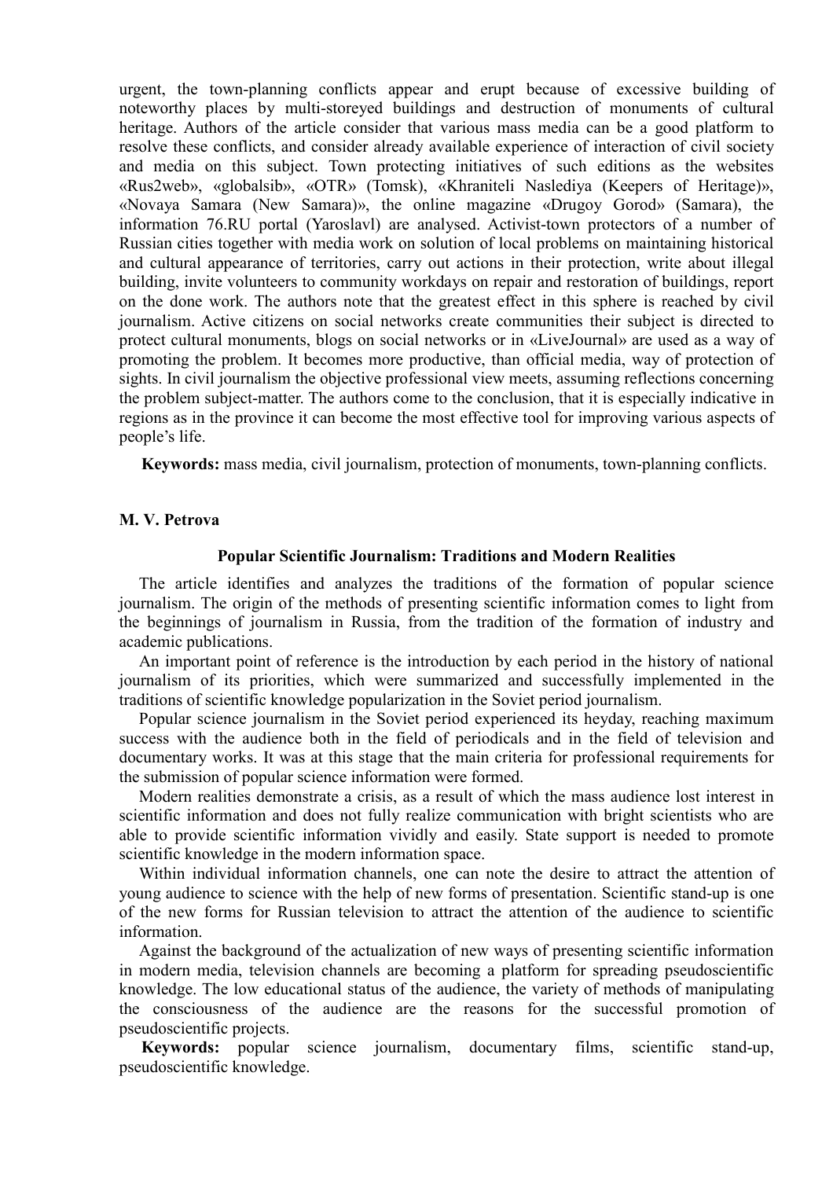urgent, the town-planning conflicts appear and erupt because of excessive building of noteworthy places by multi-storeyed buildings and destruction of monuments of cultural heritage. Authors of the article consider that various mass media can be a good platform to resolve these conflicts, and consider already available experience of interaction of civil society and media on this subject. Town protecting initiatives of such editions as the websites «Rus2web», «globalsib», «OTR» (Tomsk), «Khraniteli Naslediya (Keepers of Heritage)», «Novaya Samara (New Samara)», the online magazine «Drugoy Gorod» (Samara), the information 76.RU portal (Yaroslavl) are analysed. Activist-town protectors of a number of Russian cities together with media work on solution of local problems on maintaining historical and cultural appearance of territories, carry out actions in their protection, write about illegal building, invite volunteers to community workdays on repair and restoration of buildings, report on the done work. The authors note that the greatest effect in this sphere is reached by civil journalism. Active citizens on social networks create communities their subject is directed to protect cultural monuments, blogs on social networks or in «LiveJournal» are used as a way of promoting the problem. It becomes more productive, than official media, way of protection of sights. In civil journalism the objective professional view meets, assuming reflections concerning the problem subject-matter. The authors come to the conclusion, that it is especially indicative in regions as in the province it can become the most effective tool for improving various aspects of people's life.

**Keywords:** mass media, civil journalism, protection of monuments, town-planning conflicts.

**M. V. Petrova**

### Popular Scientific Journalism: Traditions and Modern Realities

The article identifies and analyzes the traditions of the formation of popular science journalism. The origin of the methods of presenting scientific information comes to light from the beginnings of journalism in Russia, from the tradition of the formation of industry and academic publications.

An important point of reference is the introduction by each period in the history of national journalism of its priorities, which were summarized and successfully implemented in the traditions of scientific knowledge popularization in the Soviet period journalism.

Popular science journalism in the Soviet period experienced its heyday, reaching maximum success with the audience both in the field of periodicals and in the field of television and documentary works. It was at this stage that the main criteria for professional requirements for the submission of popular science information were formed.

Modern realities demonstrate a crisis, as a result of which the mass audience lost interest in scientific information and does not fully realize communication with bright scientists who are able to provide scientific information vividly and easily. State support is needed to promote scientific knowledge in the modern information space.

Within individual information channels, one can note the desire to attract the attention of young audience to science with the help of new forms of presentation. Scientific stand-up is one of the new forms for Russian television to attract the attention of the audience to scientific information.

Against the background of the actualization of new ways of presenting scientific information in modern media, television channels are becoming a platform for spreading pseudoscientific knowledge. The low educational status of the audience, the variety of methods of manipulating the consciousness of the audience are the reasons for the successful promotion of pseudoscientific projects.

**Keywords:** popular science journalism, documentary films, scientific stand-up, pseudoscientific knowledge.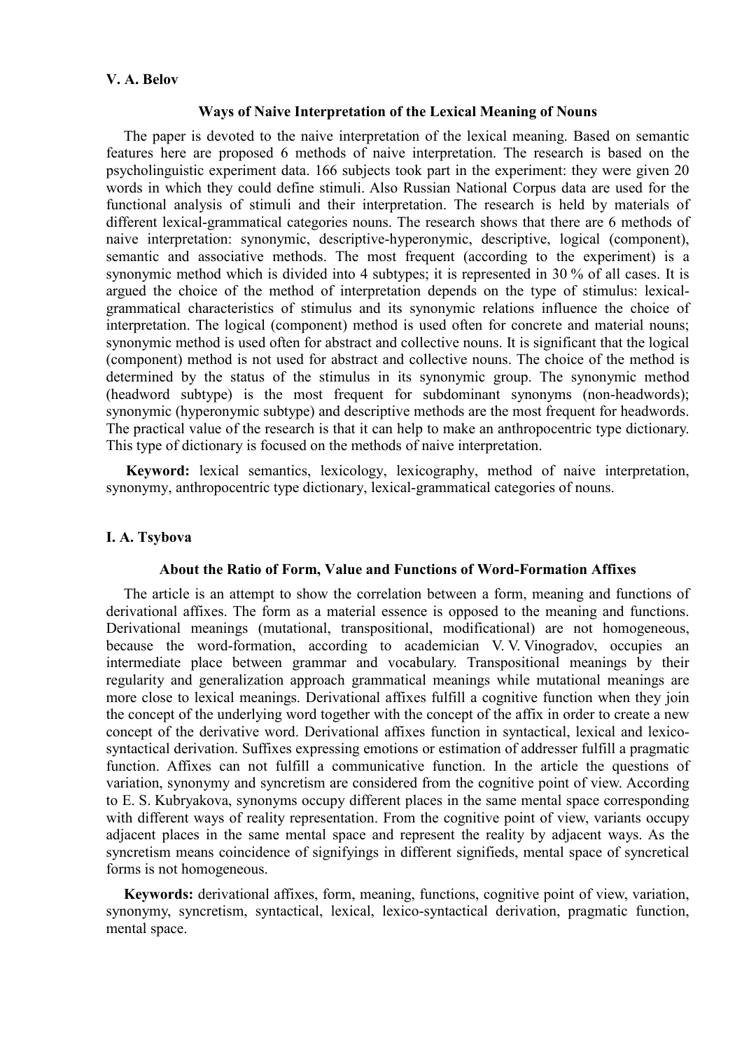**V. A. Belov**

### Ways of Naive Interpretation of the Lexical Meaning of Nouns

The paper is devoted to the naive interpretation of the lexical meaning. Based on semantic features here are proposed 6 methods of naive interpretation. The research is based on the psycholinguistic experiment data. 166 subjects took part in the experiment: they were given 20 words in which they could define stimuli. Also Russian National Corpus data are used for the functional analysis of stimuli and their interpretation. The research is held by materials of different lexical-grammatical categories nouns. The research shows that there are 6 methods of naive interpretation: synonymic, descriptive-hyperonymic, descriptive, logical (component), semantic and associative methods. The most frequent (according to the experiment) is a synonymic method which is divided into 4 subtypes; it is represented in 30 % of all cases. It is argued the choice of the method of interpretation depends on the type of stimulus: lexical-grammatical characteristics of stimulus and its synonymic relations influence the choice of interpretation. The logical (component) method is used often for concrete and material nouns; synonymic method is used often for abstract and collective nouns. It is significant that the logical (component) method is not used for abstract and collective nouns. The choice of the method is determined by the status of the stimulus in its synonymic group. The synonymic method (headword subtype) is the most frequent for subdominant synonyms (non-headwords); synonymic (hyperonymic subtype) and descriptive methods are the most frequent for headwords. The practical value of the research is that it can help to make an anthropocentric type dictionary. This type of dictionary is focused on the methods of naive interpretation.

**Keyword:** lexical semantics, lexicology, lexicography, method of naive interpretation, synonymy, anthropocentric type dictionary, lexical-grammatical categories of nouns.

**I. A. Tsybova**

### About the Ratio of Form, Value and Functions of Word-Formation Affixes

The article is an attempt to show the correlation between a form, meaning and functions of derivational affixes. The form as a material essence is opposed to the meaning and functions. Derivational meanings (mutational, transpositional, modificational) are not homogeneous, because the word-formation, according to academician V. V. Vinogradov, occupies an intermediate place between grammar and vocabulary. Transpositional meanings by their regularity and generalization approach grammatical meanings while mutational meanings are more close to lexical meanings. Derivational affixes fulfill a cognitive function when they join the concept of the underlying word together with the concept of the affix in order to create a new concept of the derivative word. Derivational affixes function in syntactical, lexical and lexico-syntactical derivation. Suffixes expressing emotions or estimation of addresser fulfill a pragmatic function. Affixes can not fulfill a communicative function. In the article the questions of variation, synonymy and syncretism are considered from the cognitive point of view. According to E. S. Kubryakova, synonyms occupy different places in the same mental space corresponding with different ways of reality representation. From the cognitive point of view, variants occupy adjacent places in the same mental space and represent the reality by adjacent ways. As the syncretism means coincidence of signifyings in different signifieds, mental space of syncretical forms is not homogeneous.

**Keywords:** derivational affixes, form, meaning, functions, cognitive point of view, variation, synonymy, syncretism, syntactical, lexical, lexico-syntactical derivation, pragmatic function, mental space.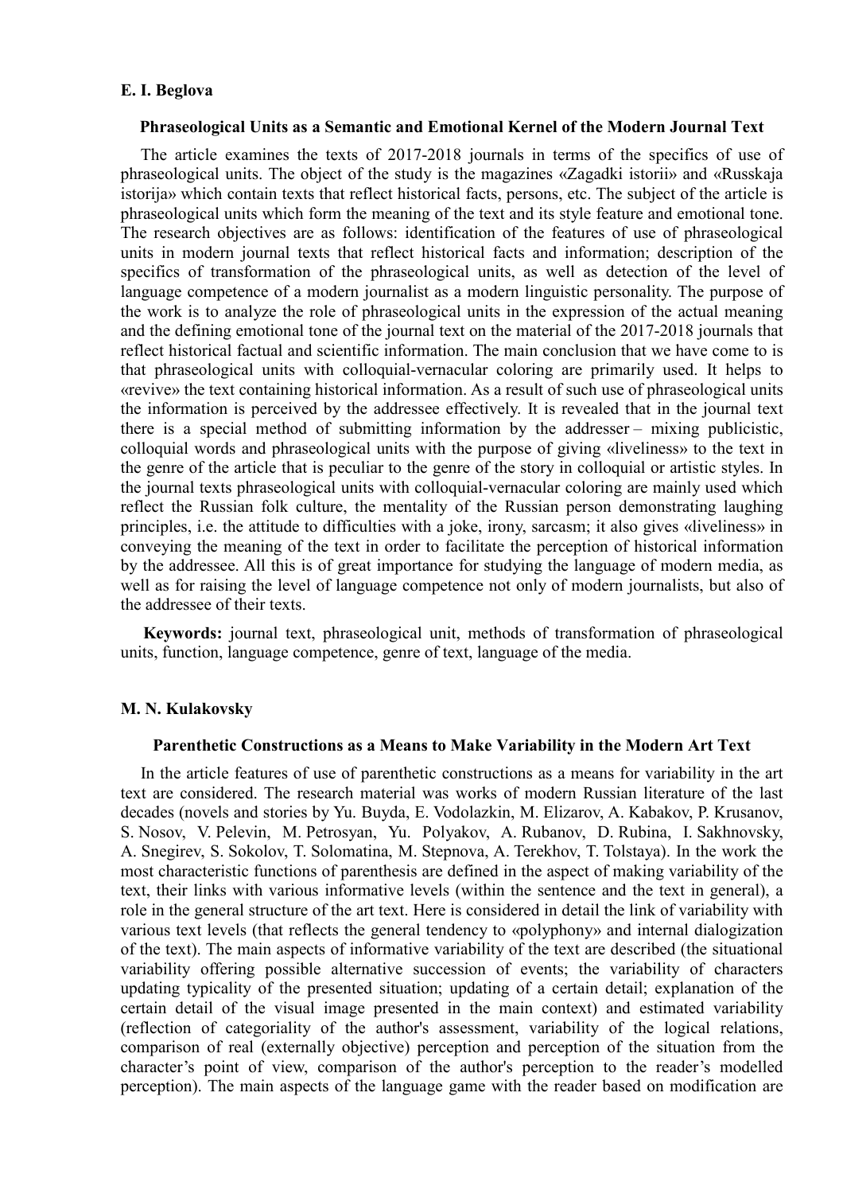**E. I. Beglova**

### Phraseological Units as a Semantic and Emotional Kernel of the Modern Journal Text

The article examines the texts of 2017-2018 journals in terms of the specifics of use of phraseological units. The object of the study is the magazines «Zagadki istorii» and «Russkaja istorija» which contain texts that reflect historical facts, persons, etc. The subject of the article is phraseological units which form the meaning of the text and its style feature and emotional tone. The research objectives are as follows: identification of the features of use of phraseological units in modern journal texts that reflect historical facts and information; description of the specifics of transformation of the phraseological units, as well as detection of the level of language competence of a modern journalist as a modern linguistic personality. The purpose of the work is to analyze the role of phraseological units in the expression of the actual meaning and the defining emotional tone of the journal text on the material of the 2017-2018 journals that reflect historical factual and scientific information. The main conclusion that we have come to is that phraseological units with colloquial-vernacular coloring are primarily used. It helps to «revive» the text containing historical information. As a result of such use of phraseological units the information is perceived by the addressee effectively. It is revealed that in the journal text there is a special method of submitting information by the addresser – mixing publicistic, colloquial words and phraseological units with the purpose of giving «liveliness» to the text in the genre of the article that is peculiar to the genre of the story in colloquial or artistic styles. In the journal texts phraseological units with colloquial-vernacular coloring are mainly used which reflect the Russian folk culture, the mentality of the Russian person demonstrating laughing principles, i.e. the attitude to difficulties with a joke, irony, sarcasm; it also gives «liveliness» in conveying the meaning of the text in order to facilitate the perception of historical information by the addressee. All this is of great importance for studying the language of modern media, as well as for raising the level of language competence not only of modern journalists, but also of the addressee of their texts.

**Keywords:** journal text, phraseological unit, methods of transformation of phraseological units, function, language competence, genre of text, language of the media.

**M. N. Kulakovsky**

### Parenthetic Constructions as a Means to Make Variability in the Modern Art Text

In the article features of use of parenthetic constructions as a means for variability in the art text are considered. The research material was works of modern Russian literature of the last decades (novels and stories by Yu. Buyda, E. Vodolazkin, M. Elizarov, A. Kabakov, P. Krusanov, S. Nosov, V. Pelevin, M. Petrosyan, Yu. Polyakov, A. Rubanov, D. Rubina, I. Sakhnovsky, A. Snegirev, S. Sokolov, T. Solomatina, M. Stepnova, A. Terekhov, T. Tolstaya). In the work the most characteristic functions of parenthesis are defined in the aspect of making variability of the text, their links with various informative levels (within the sentence and the text in general), a role in the general structure of the art text. Here is considered in detail the link of variability with various text levels (that reflects the general tendency to «polyphony» and internal dialogization of the text). The main aspects of informative variability of the text are described (the situational variability offering possible alternative succession of events; the variability of characters updating typicality of the presented situation; updating of a certain detail; explanation of the certain detail of the visual image presented in the main context) and estimated variability (reflection of categoriality of the author's assessment, variability of the logical relations, comparison of real (externally objective) perception and perception of the situation from the character's point of view, comparison of the author's perception to the reader's modelled perception). The main aspects of the language game with the reader based on modification are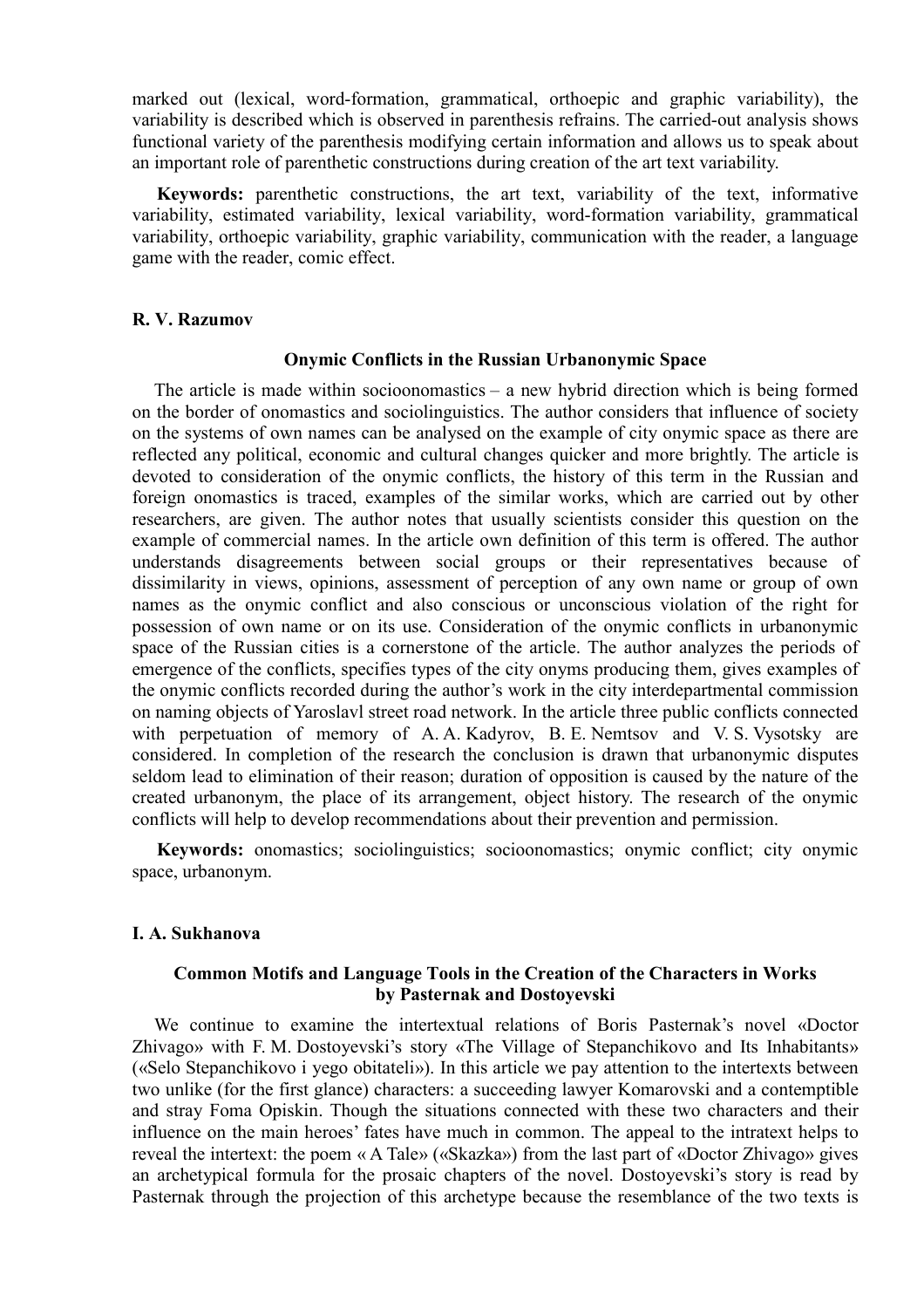marked out (lexical, word-formation, grammatical, orthoepic and graphic variability), the variability is described which is observed in parenthesis refrains. The carried-out analysis shows functional variety of the parenthesis modifying certain information and allows us to speak about an important role of parenthetic constructions during creation of the art text variability.

**Keywords:** parenthetic constructions, the art text, variability of the text, informative variability, estimated variability, lexical variability, word-formation variability, grammatical variability, orthoepic variability, graphic variability, communication with the reader, a language game with the reader, comic effect.

**R. V. Razumov**

### Onymic Conflicts in the Russian Urbanonymic Space

The article is made within socioonomastics – a new hybrid direction which is being formed on the border of onomastics and sociolinguistics. The author considers that influence of society on the systems of own names can be analysed on the example of city onymic space as there are reflected any political, economic and cultural changes quicker and more brightly. The article is devoted to consideration of the onymic conflicts, the history of this term in the Russian and foreign onomastics is traced, examples of the similar works, which are carried out by other researchers, are given. The author notes that usually scientists consider this question on the example of commercial names. In the article own definition of this term is offered. The author understands disagreements between social groups or their representatives because of dissimilarity in views, opinions, assessment of perception of any own name or group of own names as the onymic conflict and also conscious or unconscious violation of the right for possession of own name or on its use. Consideration of the onymic conflicts in urbanonymic space of the Russian cities is a cornerstone of the article. The author analyzes the periods of emergence of the conflicts, specifies types of the city onyms producing them, gives examples of the onymic conflicts recorded during the author's work in the city interdepartmental commission on naming objects of Yaroslavl street road network. In the article three public conflicts connected with perpetuation of memory of A. A. Kadyrov, B. E. Nemtsov and V. S. Vysotsky are considered. In completion of the research the conclusion is drawn that urbanonymic disputes seldom lead to elimination of their reason; duration of opposition is caused by the nature of the created urbanonym, the place of its arrangement, object history. The research of the onymic conflicts will help to develop recommendations about their prevention and permission.

**Keywords:** onomastics; sociolinguistics; socioonomastics; onymic conflict; city onymic space, urbanonym.

**I. A. Sukhanova**

### Common Motifs and Language Tools in the Creation of the Characters in Works by Pasternak and Dostoyevski

We continue to examine the intertextual relations of Boris Pasternak's novel «Doctor Zhivago» with F. M. Dostoyevski's story «The Village of Stepanchikovo and Its Inhabitants» («Selo Stepanchikovo i yego obitateli»). In this article we pay attention to the intertexts between two unlike (for the first glance) characters: a succeeding lawyer Komarovski and a contemptible and stray Foma Opiskin. Though the situations connected with these two characters and their influence on the main heroes' fates have much in common. The appeal to the intratext helps to reveal the intertext: the poem « A Tale» («Skazka») from the last part of «Doctor Zhivago» gives an archetypical formula for the prosaic chapters of the novel. Dostoyevski's story is read by Pasternak through the projection of this archetype because the resemblance of the two texts is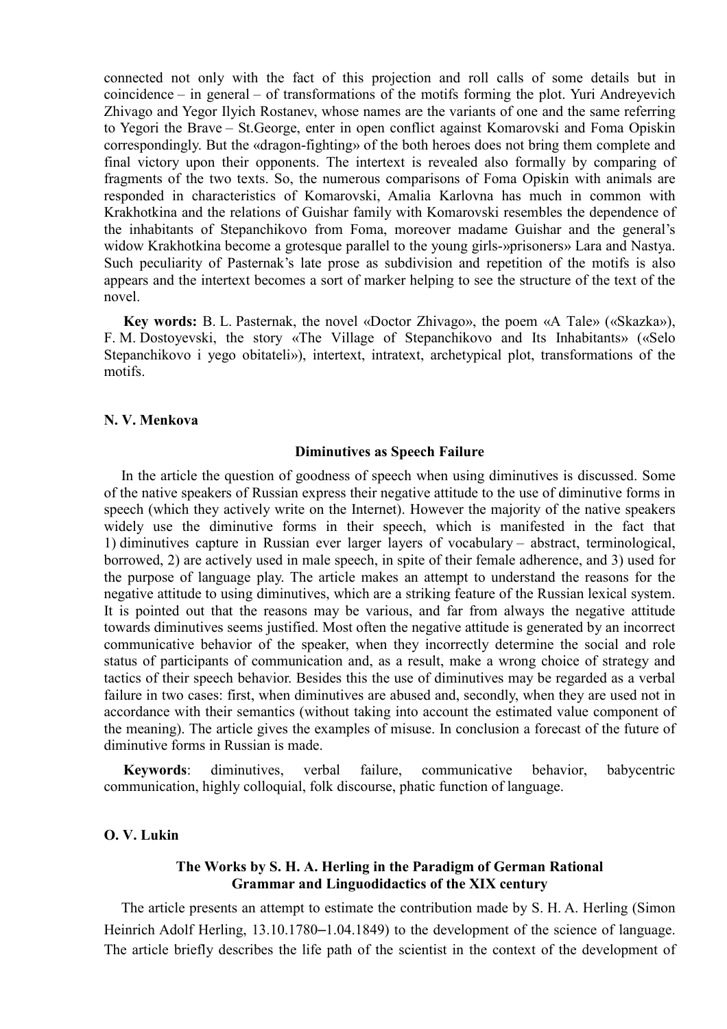connected not only with the fact of this projection and roll calls of some details but in coincidence – in general – of transformations of the motifs forming the plot. Yuri Andreyevich Zhivago and Yegor Ilyich Rostanev, whose names are the variants of one and the same referring to Yegori the Brave – St.George, enter in open conflict against Komarovski and Foma Opiskin correspondingly. But the «dragon-fighting» of the both heroes does not bring them complete and final victory upon their opponents. The intertext is revealed also formally by comparing of fragments of the two texts. So, the numerous comparisons of Foma Opiskin with animals are responded in characteristics of Komarovski, Amalia Karlovna has much in common with Krakhotkina and the relations of Guishar family with Komarovski resembles the dependence of the inhabitants of Stepanchikovo from Foma, moreover madame Guishar and the general's widow Krakhotkina become a grotesque parallel to the young girls-»prisoners» Lara and Nastya. Such peculiarity of Pasternak's late prose as subdivision and repetition of the motifs is also appears and the intertext becomes a sort of marker helping to see the structure of the text of the novel.

**Key words:** B. L. Pasternak, the novel «Doctor Zhivago», the poem «A Tale» («Skazka»), F. M. Dostoyevski, the story «The Village of Stepanchikovo and Its Inhabitants» («Selo Stepanchikovo i yego obitateli»), intertext, intratext, archetypical plot, transformations of the motifs.

**N. V. Menkova**

### Diminutives as Speech Failure

In the article the question of goodness of speech when using diminutives is discussed. Some of the native speakers of Russian express their negative attitude to the use of diminutive forms in speech (which they actively write on the Internet). However the majority of the native speakers widely use the diminutive forms in their speech, which is manifested in the fact that 1) diminutives capture in Russian ever larger layers of vocabulary – abstract, terminological, borrowed, 2) are actively used in male speech, in spite of their female adherence, and 3) used for the purpose of language play. The article makes an attempt to understand the reasons for the negative attitude to using diminutives, which are a striking feature of the Russian lexical system. It is pointed out that the reasons may be various, and far from always the negative attitude towards diminutives seems justified. Most often the negative attitude is generated by an incorrect communicative behavior of the speaker, when they incorrectly determine the social and role status of participants of communication and, as a result, make a wrong choice of strategy and tactics of their speech behavior. Besides this the use of diminutives may be regarded as a verbal failure in two cases: first, when diminutives are abused and, secondly, when they are used not in accordance with their semantics (without taking into account the estimated value component of the meaning). The article gives the examples of misuse. In conclusion a forecast of the future of diminutive forms in Russian is made.

**Keywords**: diminutives, verbal failure, communicative behavior, babycentric communication, highly colloquial, folk discourse, phatic function of language.

**O. V. Lukin**

### The Works by S. H. A. Herling in the Paradigm of German Rational Grammar and Linguodidactics of the XIX century

The article presents an attempt to estimate the contribution made by S. H. A. Herling (Simon Heinrich Adolf Herling, 13.10.1780–1.04.1849) to the development of the science of language. The article briefly describes the life path of the scientist in the context of the development of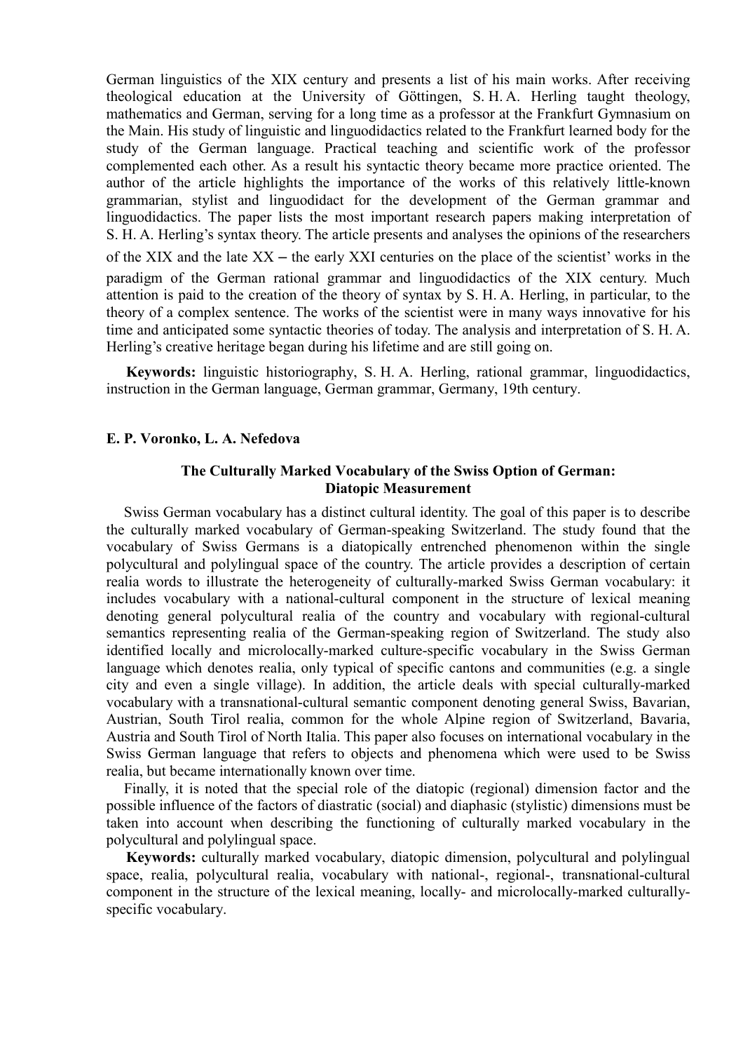German linguistics of the XIX century and presents a list of his main works. After receiving theological education at the University of Göttingen, S. H. A. Herling taught theology, mathematics and German, serving for a long time as a professor at the Frankfurt Gymnasium on the Main. His study of linguistic and linguodidactics related to the Frankfurt learned body for the study of the German language. Practical teaching and scientific work of the professor complemented each other. As a result his syntactic theory became more practice oriented. The author of the article highlights the importance of the works of this relatively little-known grammarian, stylist and linguodidact for the development of the German grammar and linguodidactics. The paper lists the most important research papers making interpretation of S. H. A. Herling's syntax theory. The article presents and analyses the opinions of the researchers of the XIX and the late XX – the early XXI centuries on the place of the scientist' works in the paradigm of the German rational grammar and linguodidactics of the XIX century. Much attention is paid to the creation of the theory of syntax by S. H. A. Herling, in particular, to the theory of a complex sentence. The works of the scientist were in many ways innovative for his time and anticipated some syntactic theories of today. The analysis and interpretation of S. H. A. Herling's creative heritage began during his lifetime and are still going on.

**Keywords:** linguistic historiography, S. H. A. Herling, rational grammar, linguodidactics, instruction in the German language, German grammar, Germany, 19th century.

**E. P. Voronko, L. A. Nefedova**

### The Culturally Marked Vocabulary of the Swiss Option of German: Diatopic Measurement

Swiss German vocabulary has a distinct cultural identity. The goal of this paper is to describe the culturally marked vocabulary of German-speaking Switzerland. The study found that the vocabulary of Swiss Germans is a diatopically entrenched phenomenon within the single polycultural and polylingual space of the country. The article provides a description of certain realia words to illustrate the heterogeneity of culturally-marked Swiss German vocabulary: it includes vocabulary with a national-cultural component in the structure of lexical meaning denoting general polycultural realia of the country and vocabulary with regional-cultural semantics representing realia of the German-speaking region of Switzerland. The study also identified locally and microlocally-marked culture-specific vocabulary in the Swiss German language which denotes realia, only typical of specific cantons and communities (e.g. a single city and even a single village). In addition, the article deals with special culturally-marked vocabulary with a transnational-cultural semantic component denoting general Swiss, Bavarian, Austrian, South Tirol realia, common for the whole Alpine region of Switzerland, Bavaria, Austria and South Tirol of North Italia. This paper also focuses on international vocabulary in the Swiss German language that refers to objects and phenomena which were used to be Swiss realia, but became internationally known over time.

Finally, it is noted that the special role of the diatopic (regional) dimension factor and the possible influence of the factors of diastratic (social) and diaphasic (stylistic) dimensions must be taken into account when describing the functioning of culturally marked vocabulary in the polycultural and polylingual space.

**Keywords:** culturally marked vocabulary, diatopic dimension, polycultural and polylingual space, realia, polycultural realia, vocabulary with national-, regional-, transnational-cultural component in the structure of the lexical meaning, locally- and microlocally-marked culturally-specific vocabulary.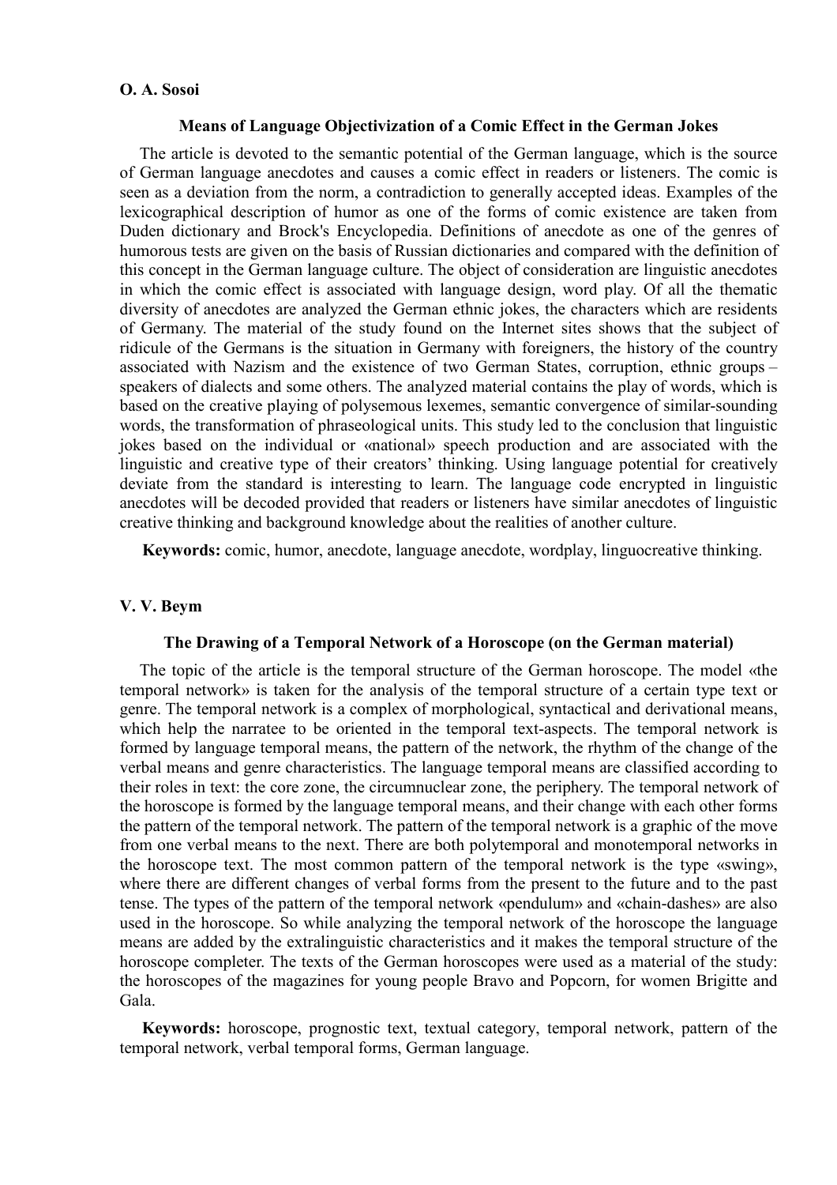**O. A. Sosoi**

### Means of Language Objectivization of a Comic Effect in the German Jokes

The article is devoted to the semantic potential of the German language, which is the source of German language anecdotes and causes a comic effect in readers or listeners. The comic is seen as a deviation from the norm, a contradiction to generally accepted ideas. Examples of the lexicographical description of humor as one of the forms of comic existence are taken from Duden dictionary and Brock's Encyclopedia. Definitions of anecdote as one of the genres of humorous tests are given on the basis of Russian dictionaries and compared with the definition of this concept in the German language culture. The object of consideration are linguistic anecdotes in which the comic effect is associated with language design, word play. Of all the thematic diversity of anecdotes are analyzed the German ethnic jokes, the characters which are residents of Germany. The material of the study found on the Internet sites shows that the subject of ridicule of the Germans is the situation in Germany with foreigners, the history of the country associated with Nazism and the existence of two German States, corruption, ethnic groups – speakers of dialects and some others. The analyzed material contains the play of words, which is based on the creative playing of polysemous lexemes, semantic convergence of similar-sounding words, the transformation of phraseological units. This study led to the conclusion that linguistic jokes based on the individual or «national» speech production and are associated with the linguistic and creative type of their creators' thinking. Using language potential for creatively deviate from the standard is interesting to learn. The language code encrypted in linguistic anecdotes will be decoded provided that readers or listeners have similar anecdotes of linguistic creative thinking and background knowledge about the realities of another culture.

**Keywords:** comic, humor, anecdote, language anecdote, wordplay, linguocreative thinking.

**V. V. Beym**

### The Drawing of a Temporal Network of a Horoscope (on the German material)

The topic of the article is the temporal structure of the German horoscope. The model «the temporal network» is taken for the analysis of the temporal structure of a certain type text or genre. The temporal network is a complex of morphological, syntactical and derivational means, which help the narratee to be oriented in the temporal text-aspects. The temporal network is formed by language temporal means, the pattern of the network, the rhythm of the change of the verbal means and genre characteristics. The language temporal means are classified according to their roles in text: the core zone, the circumnuclear zone, the periphery. The temporal network of the horoscope is formed by the language temporal means, and their change with each other forms the pattern of the temporal network. The pattern of the temporal network is a graphic of the move from one verbal means to the next. There are both polytemporal and monotemporal networks in the horoscope text. The most common pattern of the temporal network is the type «swing», where there are different changes of verbal forms from the present to the future and to the past tense. The types of the pattern of the temporal network «pendulum» and «chain-dashes» are also used in the horoscope. So while analyzing the temporal network of the horoscope the language means are added by the extralinguistic characteristics and it makes the temporal structure of the horoscope completer. The texts of the German horoscopes were used as a material of the study: the horoscopes of the magazines for young people Bravo and Popcorn, for women Brigitte and Gala.

**Keywords:** horoscope, prognostic text, textual category, temporal network, pattern of the temporal network, verbal temporal forms, German language.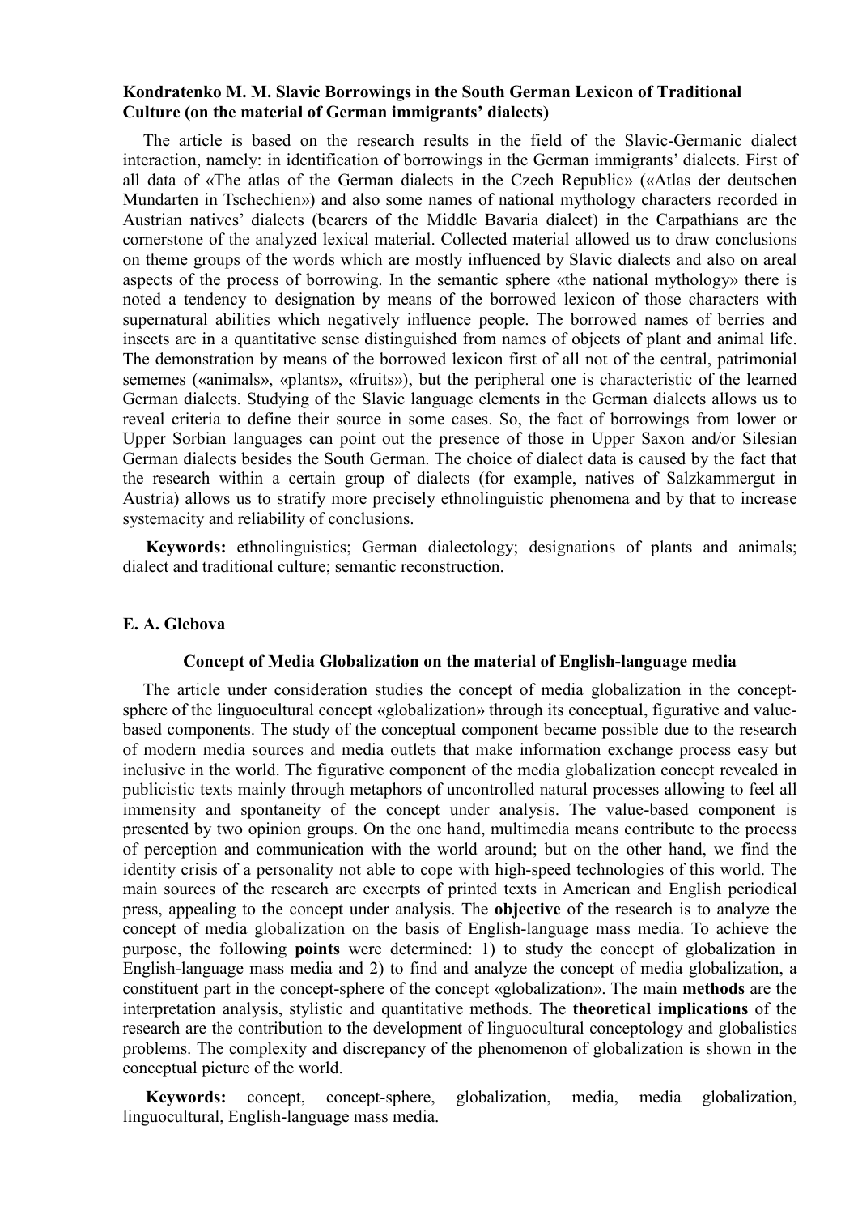**Kondratenko M. M. Slavic Borrowings in the South German Lexicon of Traditional Culture (on the material of German immigrants' dialects)**

The article is based on the research results in the field of the Slavic-Germanic dialect interaction, namely: in identification of borrowings in the German immigrants' dialects. First of all data of «The atlas of the German dialects in the Czech Republic» («Atlas der deutschen Mundarten in Tschechien») and also some names of national mythology characters recorded in Austrian natives' dialects (bearers of the Middle Bavaria dialect) in the Carpathians are the cornerstone of the analyzed lexical material. Collected material allowed us to draw conclusions on theme groups of the words which are mostly influenced by Slavic dialects and also on areal aspects of the process of borrowing. In the semantic sphere «the national mythology» there is noted a tendency to designation by means of the borrowed lexicon of those characters with supernatural abilities which negatively influence people. The borrowed names of berries and insects are in a quantitative sense distinguished from names of objects of plant and animal life. The demonstration by means of the borrowed lexicon first of all not of the central, patrimonial sememes («animals», «plants», «fruits»), but the peripheral one is characteristic of the learned German dialects. Studying of the Slavic language elements in the German dialects allows us to reveal criteria to define their source in some cases. So, the fact of borrowings from lower or Upper Sorbian languages can point out the presence of those in Upper Saxon and/or Silesian German dialects besides the South German. The choice of dialect data is caused by the fact that the research within a certain group of dialects (for example, natives of Salzkammergut in Austria) allows us to stratify more precisely ethnolinguistic phenomena and by that to increase systemacity and reliability of conclusions.

**Keywords:** ethnolinguistics; German dialectology; designations of plants and animals; dialect and traditional culture; semantic reconstruction.

**E. A. Glebova**

**Concept of Media Globalization on the material of English-language media**

The article under consideration studies the concept of media globalization in the concept-sphere of the linguocultural concept «globalization» through its conceptual, figurative and value-based components. The study of the conceptual component became possible due to the research of modern media sources and media outlets that make information exchange process easy but inclusive in the world. The figurative component of the media globalization concept revealed in publicistic texts mainly through metaphors of uncontrolled natural processes allowing to feel all immensity and spontaneity of the concept under analysis. The value-based component is presented by two opinion groups. On the one hand, multimedia means contribute to the process of perception and communication with the world around; but on the other hand, we find the identity crisis of a personality not able to cope with high-speed technologies of this world. The main sources of the research are excerpts of printed texts in American and English periodical press, appealing to the concept under analysis. The **objective** of the research is to analyze the concept of media globalization on the basis of English-language mass media. To achieve the purpose, the following **points** were determined: 1) to study the concept of globalization in English-language mass media and 2) to find and analyze the concept of media globalization, a constituent part in the concept-sphere of the concept «globalization». The main **methods** are the interpretation analysis, stylistic and quantitative methods. The **theoretical implications** of the research are the contribution to the development of linguocultural conceptology and globalistics problems. The complexity and discrepancy of the phenomenon of globalization is shown in the conceptual picture of the world.

**Keywords:** concept, concept-sphere, globalization, media, media globalization, linguocultural, English-language mass media.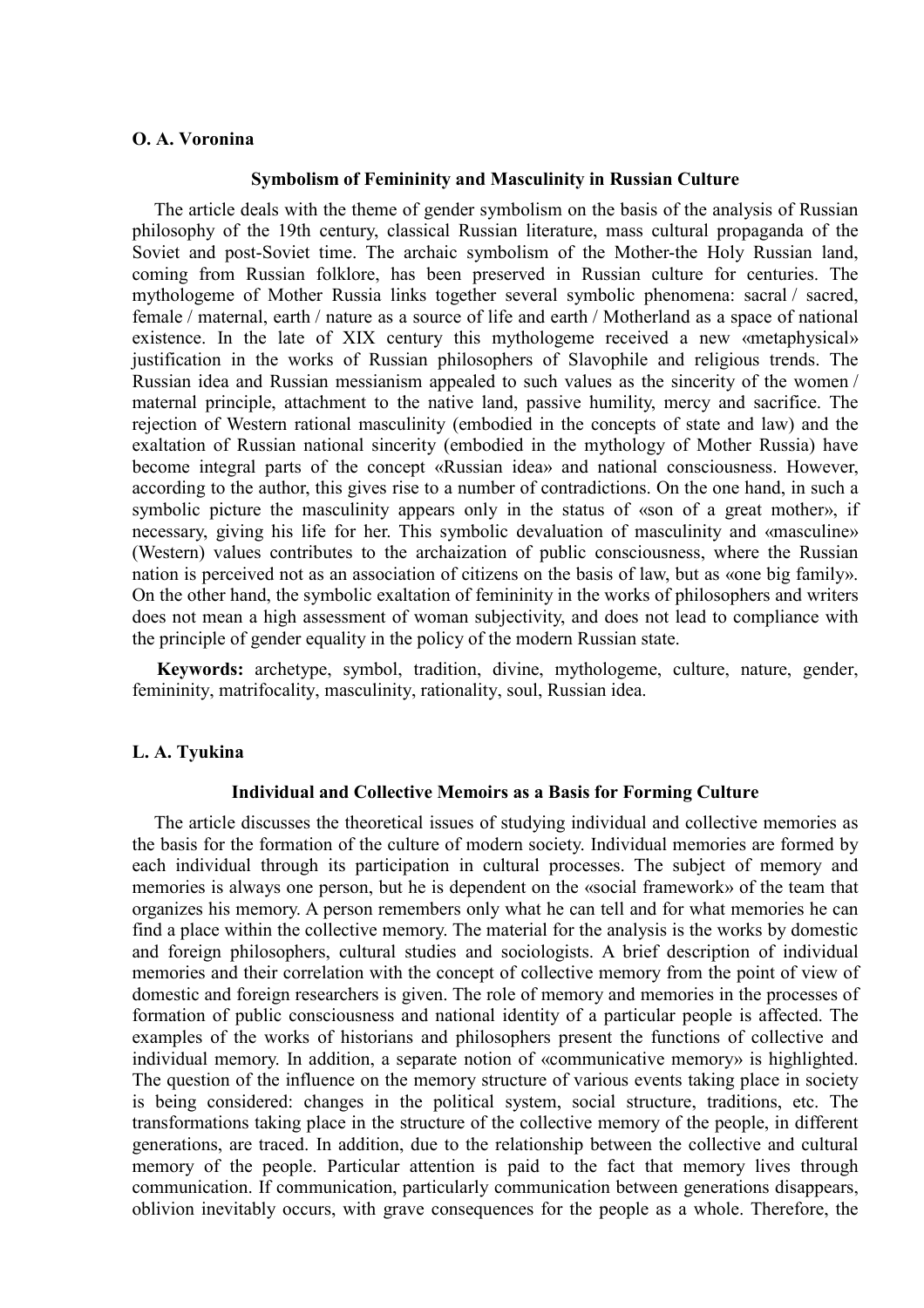**O. A. Voronina**

### Symbolism of Femininity and Masculinity in Russian Culture

The article deals with the theme of gender symbolism on the basis of the analysis of Russian philosophy of the 19th century, classical Russian literature, mass cultural propaganda of the Soviet and post-Soviet time. The archaic symbolism of the Mother-the Holy Russian land, coming from Russian folklore, has been preserved in Russian culture for centuries. The mythologeme of Mother Russia links together several symbolic phenomena: sacral / sacred, female / maternal, earth / nature as a source of life and earth / Motherland as a space of national existence. In the late of XIX century this mythologeme received a new «metaphysical» justification in the works of Russian philosophers of Slavophile and religious trends. The Russian idea and Russian messianism appealed to such values as the sincerity of the women / maternal principle, attachment to the native land, passive humility, mercy and sacrifice. The rejection of Western rational masculinity (embodied in the concepts of state and law) and the exaltation of Russian national sincerity (embodied in the mythology of Mother Russia) have become integral parts of the concept «Russian idea» and national consciousness. However, according to the author, this gives rise to a number of contradictions. On the one hand, in such a symbolic picture the masculinity appears only in the status of «son of a great mother», if necessary, giving his life for her. This symbolic devaluation of masculinity and «masculine» (Western) values contributes to the archaization of public consciousness, where the Russian nation is perceived not as an association of citizens on the basis of law, but as «one big family». On the other hand, the symbolic exaltation of femininity in the works of philosophers and writers does not mean a high assessment of woman subjectivity, and does not lead to compliance with the principle of gender equality in the policy of the modern Russian state.

**Keywords:** archetype, symbol, tradition, divine, mythologeme, culture, nature, gender, femininity, matrifocality, masculinity, rationality, soul, Russian idea.

**L. A. Tyukina**

### Individual and Collective Memoirs as a Basis for Forming Culture

The article discusses the theoretical issues of studying individual and collective memories as the basis for the formation of the culture of modern society. Individual memories are formed by each individual through its participation in cultural processes. The subject of memory and memories is always one person, but he is dependent on the «social framework» of the team that organizes his memory. A person remembers only what he can tell and for what memories he can find a place within the collective memory. The material for the analysis is the works by domestic and foreign philosophers, cultural studies and sociologists. A brief description of individual memories and their correlation with the concept of collective memory from the point of view of domestic and foreign researchers is given. The role of memory and memories in the processes of formation of public consciousness and national identity of a particular people is affected. The examples of the works of historians and philosophers present the functions of collective and individual memory. In addition, a separate notion of «communicative memory» is highlighted. The question of the influence on the memory structure of various events taking place in society is being considered: changes in the political system, social structure, traditions, etc. The transformations taking place in the structure of the collective memory of the people, in different generations, are traced. In addition, due to the relationship between the collective and cultural memory of the people. Particular attention is paid to the fact that memory lives through communication. If communication, particularly communication between generations disappears, oblivion inevitably occurs, with grave consequences for the people as a whole. Therefore, the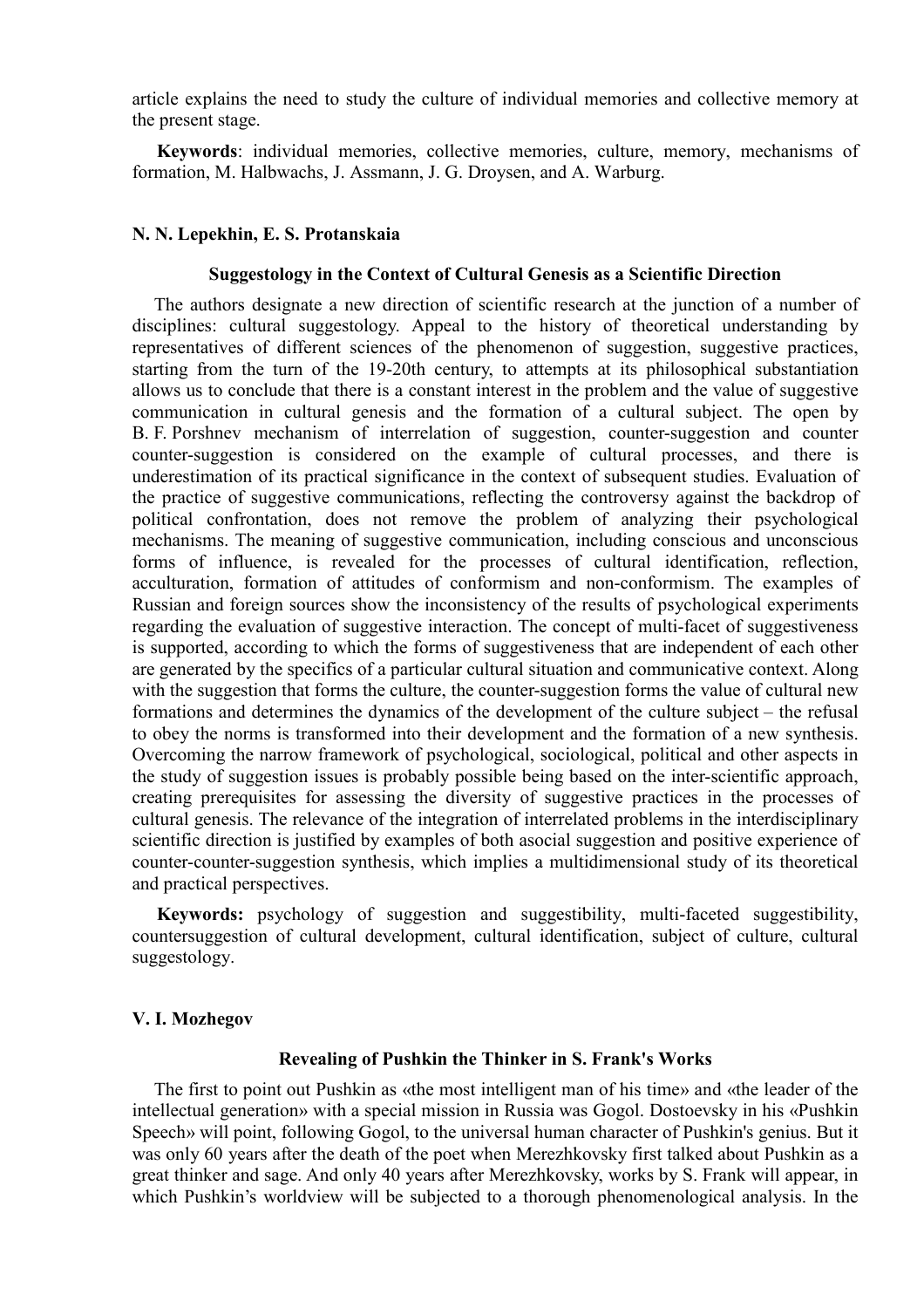article explains the need to study the culture of individual memories and collective memory at the present stage.

**Keywords**: individual memories, collective memories, culture, memory, mechanisms of formation, M. Halbwachs, J. Assmann, J. G. Droysen, and A. Warburg.

#### N. N. Lepekhin, E. S. Protanskaia

### Suggestology in the Context of Cultural Genesis as a Scientific Direction

The authors designate a new direction of scientific research at the junction of a number of disciplines: cultural suggestology. Appeal to the history of theoretical understanding by representatives of different sciences of the phenomenon of suggestion, suggestive practices, starting from the turn of the 19-20th century, to attempts at its philosophical substantiation allows us to conclude that there is a constant interest in the problem and the value of suggestive communication in cultural genesis and the formation of a cultural subject. The open by B. F. Porshnev mechanism of interrelation of suggestion, counter-suggestion and counter counter-suggestion is considered on the example of cultural processes, and there is underestimation of its practical significance in the context of subsequent studies. Evaluation of the practice of suggestive communications, reflecting the controversy against the backdrop of political confrontation, does not remove the problem of analyzing their psychological mechanisms. The meaning of suggestive communication, including conscious and unconscious forms of influence, is revealed for the processes of cultural identification, reflection, acculturation, formation of attitudes of conformism and non-conformism. The examples of Russian and foreign sources show the inconsistency of the results of psychological experiments regarding the evaluation of suggestive interaction. The concept of multi-facet of suggestiveness is supported, according to which the forms of suggestiveness that are independent of each other are generated by the specifics of a particular cultural situation and communicative context. Along with the suggestion that forms the culture, the counter-suggestion forms the value of cultural new formations and determines the dynamics of the development of the culture subject – the refusal to obey the norms is transformed into their development and the formation of a new synthesis. Overcoming the narrow framework of psychological, sociological, political and other aspects in the study of suggestion issues is probably possible being based on the inter-scientific approach, creating prerequisites for assessing the diversity of suggestive practices in the processes of cultural genesis. The relevance of the integration of interrelated problems in the interdisciplinary scientific direction is justified by examples of both asocial suggestion and positive experience of counter-counter-suggestion synthesis, which implies a multidimensional study of its theoretical and practical perspectives.

**Keywords:** psychology of suggestion and suggestibility, multi-faceted suggestibility, countersuggestion of cultural development, cultural identification, subject of culture, cultural suggestology.

#### V. I. Mozhegov

### Revealing of Pushkin the Thinker in S. Frank's Works

The first to point out Pushkin as «the most intelligent man of his time» and «the leader of the intellectual generation» with a special mission in Russia was Gogol. Dostoevsky in his «Pushkin Speech» will point, following Gogol, to the universal human character of Pushkin's genius. But it was only 60 years after the death of the poet when Merezhkovsky first talked about Pushkin as a great thinker and sage. And only 40 years after Merezhkovsky, works by S. Frank will appear, in which Pushkin's worldview will be subjected to a thorough phenomenological analysis. In the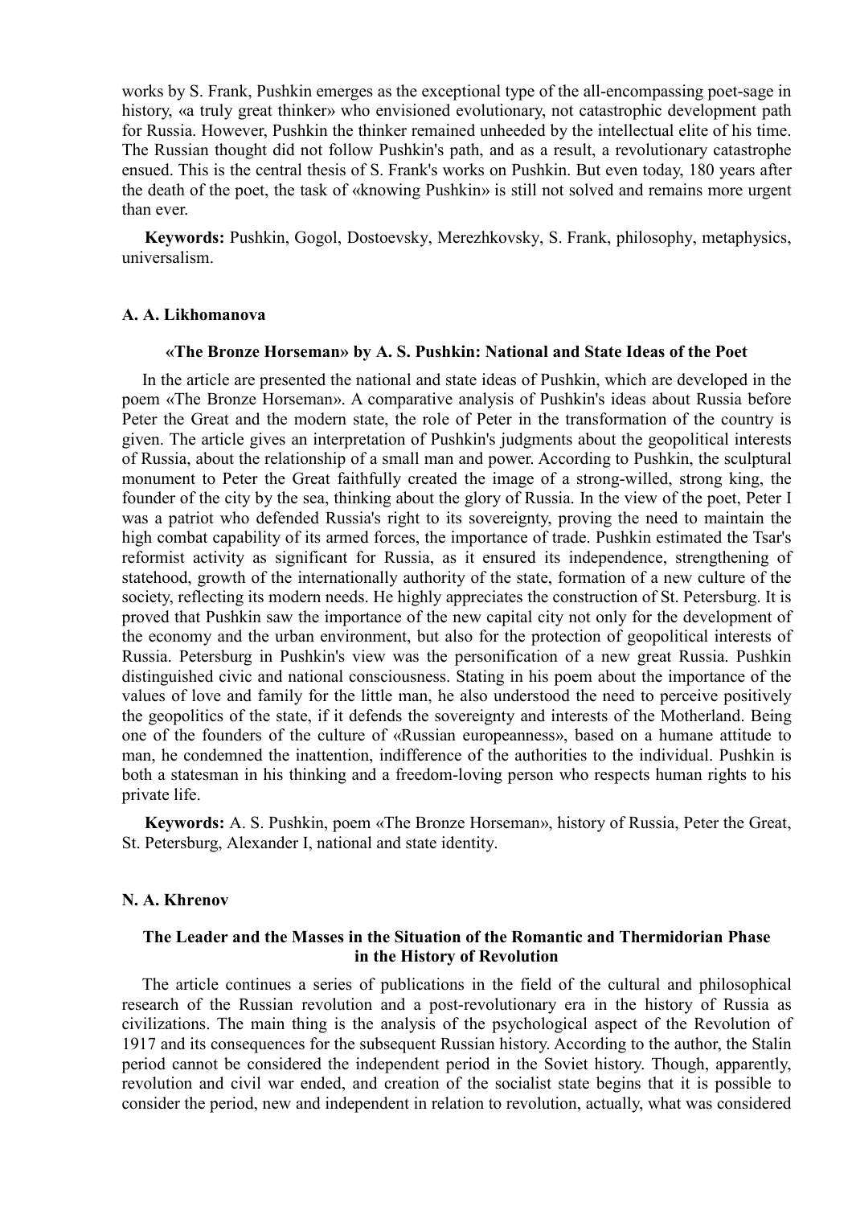works by S. Frank, Pushkin emerges as the exceptional type of the all-encompassing poet-sage in history, «a truly great thinker» who envisioned evolutionary, not catastrophic development path for Russia. However, Pushkin the thinker remained unheeded by the intellectual elite of his time. The Russian thought did not follow Pushkin's path, and as a result, a revolutionary catastrophe ensued. This is the central thesis of S. Frank's works on Pushkin. But even today, 180 years after the death of the poet, the task of «knowing Pushkin» is still not solved and remains more urgent than ever.

**Keywords:** Pushkin, Gogol, Dostoevsky, Merezhkovsky, S. Frank, philosophy, metaphysics, universalism.

**A. A. Likhomanova**

### «The Bronze Horseman» by A. S. Pushkin: National and State Ideas of the Poet

In the article are presented the national and state ideas of Pushkin, which are developed in the poem «The Bronze Horseman». A comparative analysis of Pushkin's ideas about Russia before Peter the Great and the modern state, the role of Peter in the transformation of the country is given. The article gives an interpretation of Pushkin's judgments about the geopolitical interests of Russia, about the relationship of a small man and power. According to Pushkin, the sculptural monument to Peter the Great faithfully created the image of a strong-willed, strong king, the founder of the city by the sea, thinking about the glory of Russia. In the view of the poet, Peter I was a patriot who defended Russia's right to its sovereignty, proving the need to maintain the high combat capability of its armed forces, the importance of trade. Pushkin estimated the Tsar's reformist activity as significant for Russia, as it ensured its independence, strengthening of statehood, growth of the internationally authority of the state, formation of a new culture of the society, reflecting its modern needs. He highly appreciates the construction of St. Petersburg. It is proved that Pushkin saw the importance of the new capital city not only for the development of the economy and the urban environment, but also for the protection of geopolitical interests of Russia. Petersburg in Pushkin's view was the personification of a new great Russia. Pushkin distinguished civic and national consciousness. Stating in his poem about the importance of the values of love and family for the little man, he also understood the need to perceive positively the geopolitics of the state, if it defends the sovereignty and interests of the Motherland. Being one of the founders of the culture of «Russian europeanness», based on a humane attitude to man, he condemned the inattention, indifference of the authorities to the individual. Pushkin is both a statesman in his thinking and a freedom-loving person who respects human rights to his private life.

**Keywords:** A. S. Pushkin, poem «The Bronze Horseman», history of Russia, Peter the Great, St. Petersburg, Alexander I, national and state identity.

**N. A. Khrenov**

### The Leader and the Masses in the Situation of the Romantic and Thermidorian Phase in the History of Revolution

The article continues a series of publications in the field of the cultural and philosophical research of the Russian revolution and a post-revolutionary era in the history of Russia as civilizations. The main thing is the analysis of the psychological aspect of the Revolution of 1917 and its consequences for the subsequent Russian history. According to the author, the Stalin period cannot be considered the independent period in the Soviet history. Though, apparently, revolution and civil war ended, and creation of the socialist state begins that it is possible to consider the period, new and independent in relation to revolution, actually, what was considered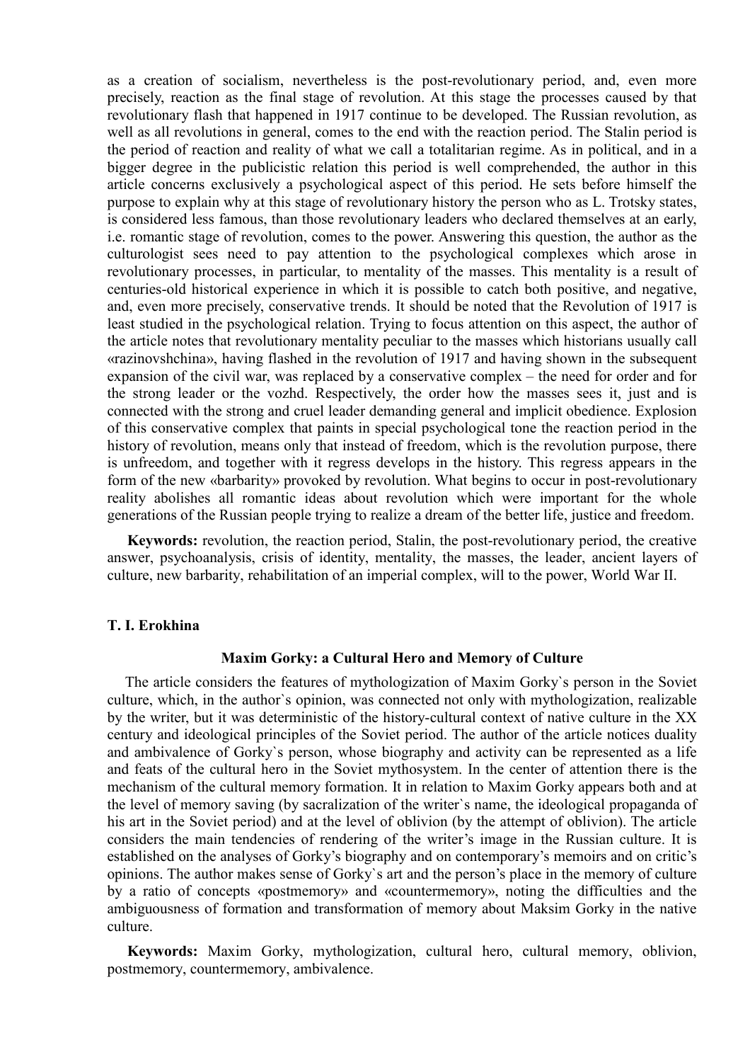as a creation of socialism, nevertheless is the post-revolutionary period, and, even more precisely, reaction as the final stage of revolution. At this stage the processes caused by that revolutionary flash that happened in 1917 continue to be developed. The Russian revolution, as well as all revolutions in general, comes to the end with the reaction period. The Stalin period is the period of reaction and reality of what we call a totalitarian regime. As in political, and in a bigger degree in the publicistic relation this period is well comprehended, the author in this article concerns exclusively a psychological aspect of this period. He sets before himself the purpose to explain why at this stage of revolutionary history the person who as L. Trotsky states, is considered less famous, than those revolutionary leaders who declared themselves at an early, i.e. romantic stage of revolution, comes to the power. Answering this question, the author as the culturologist sees need to pay attention to the psychological complexes which arose in revolutionary processes, in particular, to mentality of the masses. This mentality is a result of centuries-old historical experience in which it is possible to catch both positive, and negative, and, even more precisely, conservative trends. It should be noted that the Revolution of 1917 is least studied in the psychological relation. Trying to focus attention on this aspect, the author of the article notes that revolutionary mentality peculiar to the masses which historians usually call «razinovshchina», having flashed in the revolution of 1917 and having shown in the subsequent expansion of the civil war, was replaced by a conservative complex – the need for order and for the strong leader or the vozhd. Respectively, the order how the masses sees it, just and is connected with the strong and cruel leader demanding general and implicit obedience. Explosion of this conservative complex that paints in special psychological tone the reaction period in the history of revolution, means only that instead of freedom, which is the revolution purpose, there is unfreedom, and together with it regress develops in the history. This regress appears in the form of the new «barbarity» provoked by revolution. What begins to occur in post-revolutionary reality abolishes all romantic ideas about revolution which were important for the whole generations of the Russian people trying to realize a dream of the better life, justice and freedom.

**Keywords:** revolution, the reaction period, Stalin, the post-revolutionary period, the creative answer, psychoanalysis, crisis of identity, mentality, the masses, the leader, ancient layers of culture, new barbarity, rehabilitation of an imperial complex, will to the power, World War II.

**T. I. Erokhina**

### Maxim Gorky: a Cultural Hero and Memory of Culture

The article considers the features of mythologization of Maxim Gorky`s person in the Soviet culture, which, in the author`s opinion, was connected not only with mythologization, realizable by the writer, but it was deterministic of the history-cultural context of native culture in the XX century and ideological principles of the Soviet period. The author of the article notices duality and ambivalence of Gorky`s person, whose biography and activity can be represented as a life and feats of the cultural hero in the Soviet mythosystem. In the center of attention there is the mechanism of the cultural memory formation. It in relation to Maxim Gorky appears both and at the level of memory saving (by sacralization of the writer`s name, the ideological propaganda of his art in the Soviet period) and at the level of oblivion (by the attempt of oblivion). The article considers the main tendencies of rendering of the writer's image in the Russian culture. It is established on the analyses of Gorky's biography and on contemporary's memoirs and on critic's opinions. The author makes sense of Gorky`s art and the person's place in the memory of culture by a ratio of concepts «postmemory» and «countermemory», noting the difficulties and the ambiguousness of formation and transformation of memory about Maksim Gorky in the native culture.

**Keywords:** Maxim Gorky, mythologization, cultural hero, cultural memory, oblivion, postmemory, countermemory, ambivalence.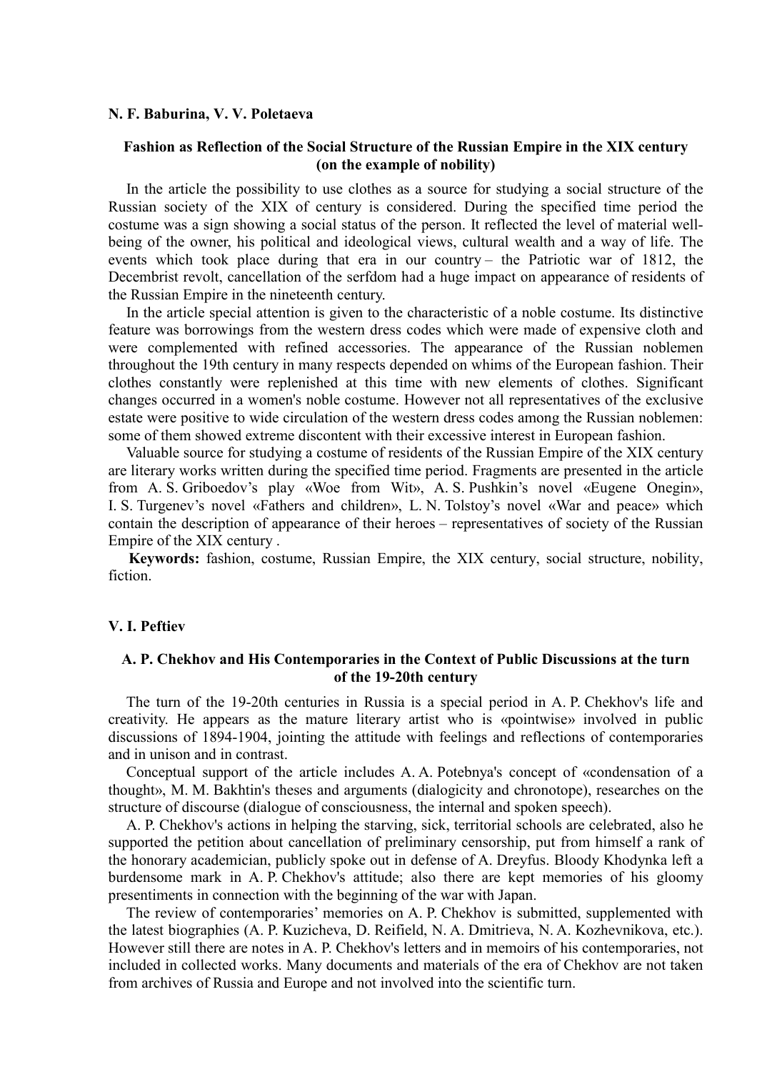**N. F. Baburina, V. V. Poletaeva**

### Fashion as Reflection of the Social Structure of the Russian Empire in the XIX century (on the example of nobility)

In the article the possibility to use clothes as a source for studying a social structure of the Russian society of the XIX of century is considered. During the specified time period the costume was a sign showing a social status of the person. It reflected the level of material well-being of the owner, his political and ideological views, cultural wealth and a way of life. The events which took place during that era in our country – the Patriotic war of 1812, the Decembrist revolt, cancellation of the serfdom had a huge impact on appearance of residents of the Russian Empire in the nineteenth century.

In the article special attention is given to the characteristic of a noble costume. Its distinctive feature was borrowings from the western dress codes which were made of expensive cloth and were complemented with refined accessories. The appearance of the Russian noblemen throughout the 19th century in many respects depended on whims of the European fashion. Their clothes constantly were replenished at this time with new elements of clothes. Significant changes occurred in a women's noble costume. However not all representatives of the exclusive estate were positive to wide circulation of the western dress codes among the Russian noblemen: some of them showed extreme discontent with their excessive interest in European fashion.

Valuable source for studying a costume of residents of the Russian Empire of the XIX century are literary works written during the specified time period. Fragments are presented in the article from A. S. Griboedov's play «Woe from Wit», A. S. Pushkin's novel «Eugene Onegin», I. S. Turgenev's novel «Fathers and children», L. N. Tolstoy's novel «War and peace» which contain the description of appearance of their heroes – representatives of society of the Russian Empire of the XIX century .

**Keywords:** fashion, costume, Russian Empire, the XIX century, social structure, nobility, fiction.

**V. I. Peftiev**

### A. P. Chekhov and His Contemporaries in the Context of Public Discussions at the turn of the 19-20th century

The turn of the 19-20th centuries in Russia is a special period in A. P. Chekhov's life and creativity. He appears as the mature literary artist who is «pointwise» involved in public discussions of 1894-1904, jointing the attitude with feelings and reflections of contemporaries and in unison and in contrast.

Conceptual support of the article includes A. A. Potebnya's concept of «condensation of a thought», M. M. Bakhtin's theses and arguments (dialogicity and chronotope), researches on the structure of discourse (dialogue of consciousness, the internal and spoken speech).

A. P. Chekhov's actions in helping the starving, sick, territorial schools are celebrated, also he supported the petition about cancellation of preliminary censorship, put from himself a rank of the honorary academician, publicly spoke out in defense of A. Dreyfus. Bloody Khodynka left a burdensome mark in A. P. Chekhov's attitude; also there are kept memories of his gloomy presentiments in connection with the beginning of the war with Japan.

The review of contemporaries' memories on A. P. Chekhov is submitted, supplemented with the latest biographies (A. P. Kuzicheva, D. Reifield, N. A. Dmitrieva, N. A. Kozhevnikova, etc.). However still there are notes in A. P. Chekhov's letters and in memoirs of his contemporaries, not included in collected works. Many documents and materials of the era of Chekhov are not taken from archives of Russia and Europe and not involved into the scientific turn.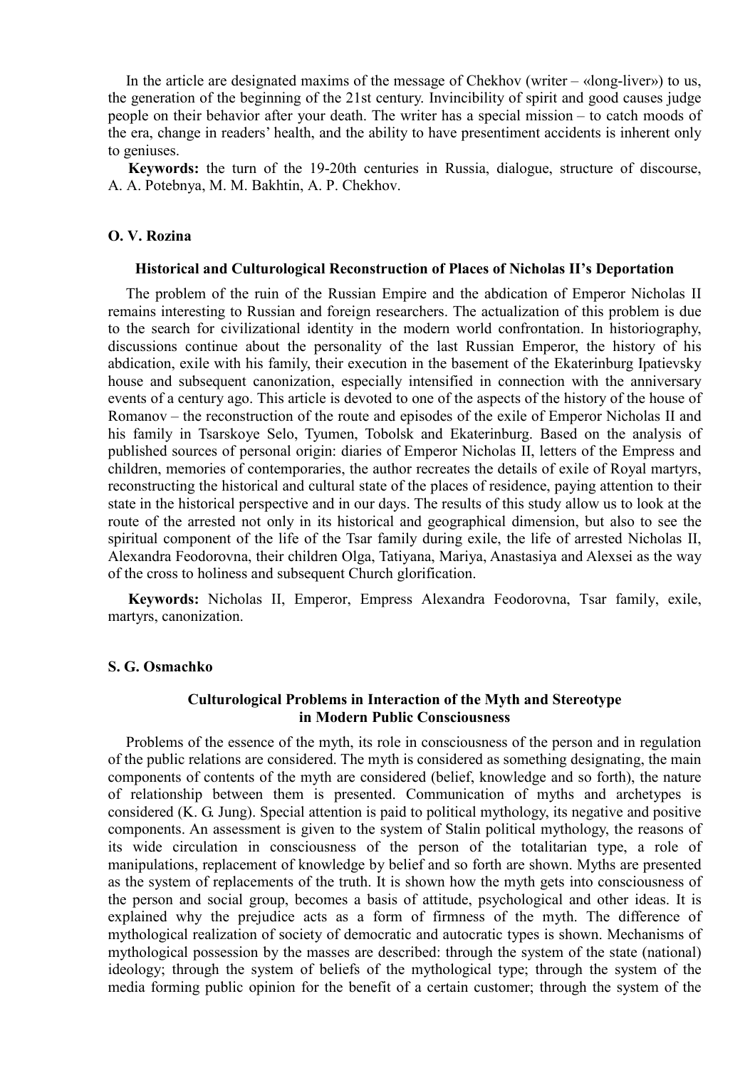In the article are designated maxims of the message of Chekhov (writer – «long-liver») to us, the generation of the beginning of the 21st century. Invincibility of spirit and good causes judge people on their behavior after your death. The writer has a special mission – to catch moods of the era, change in readers' health, and the ability to have presentiment accidents is inherent only to geniuses.

**Keywords:** the turn of the 19-20th centuries in Russia, dialogue, structure of discourse, A. A. Potebnya, M. M. Bakhtin, A. P. Chekhov.

**O. V. Rozina**

### Historical and Culturological Reconstruction of Places of Nicholas II's Deportation

The problem of the ruin of the Russian Empire and the abdication of Emperor Nicholas II remains interesting to Russian and foreign researchers. The actualization of this problem is due to the search for civilizational identity in the modern world confrontation. In historiography, discussions continue about the personality of the last Russian Emperor, the history of his abdication, exile with his family, their execution in the basement of the Ekaterinburg Ipatievsky house and subsequent canonization, especially intensified in connection with the anniversary events of a century ago. This article is devoted to one of the aspects of the history of the house of Romanov – the reconstruction of the route and episodes of the exile of Emperor Nicholas II and his family in Tsarskoye Selo, Tyumen, Tobolsk and Ekaterinburg. Based on the analysis of published sources of personal origin: diaries of Emperor Nicholas II, letters of the Empress and children, memories of contemporaries, the author recreates the details of exile of Royal martyrs, reconstructing the historical and cultural state of the places of residence, paying attention to their state in the historical perspective and in our days. The results of this study allow us to look at the route of the arrested not only in its historical and geographical dimension, but also to see the spiritual component of the life of the Tsar family during exile, the life of arrested Nicholas II, Alexandra Feodorovna, their children Olga, Tatiyana, Mariya, Anastasiya and Alexsei as the way of the cross to holiness and subsequent Church glorification.

**Keywords:** Nicholas II, Emperor, Empress Alexandra Feodorovna, Tsar family, exile, martyrs, canonization.

**S. G. Osmachko**

### Culturological Problems in Interaction of the Myth and Stereotype in Modern Public Consciousness

Problems of the essence of the myth, its role in consciousness of the person and in regulation of the public relations are considered. The myth is considered as something designating, the main components of contents of the myth are considered (belief, knowledge and so forth), the nature of relationship between them is presented. Communication of myths and archetypes is considered (K. G. Jung). Special attention is paid to political mythology, its negative and positive components. An assessment is given to the system of Stalin political mythology, the reasons of its wide circulation in consciousness of the person of the totalitarian type, a role of manipulations, replacement of knowledge by belief and so forth are shown. Myths are presented as the system of replacements of the truth. It is shown how the myth gets into consciousness of the person and social group, becomes a basis of attitude, psychological and other ideas. It is explained why the prejudice acts as a form of firmness of the myth. The difference of mythological realization of society of democratic and autocratic types is shown. Mechanisms of mythological possession by the masses are described: through the system of the state (national) ideology; through the system of beliefs of the mythological type; through the system of the media forming public opinion for the benefit of a certain customer; through the system of the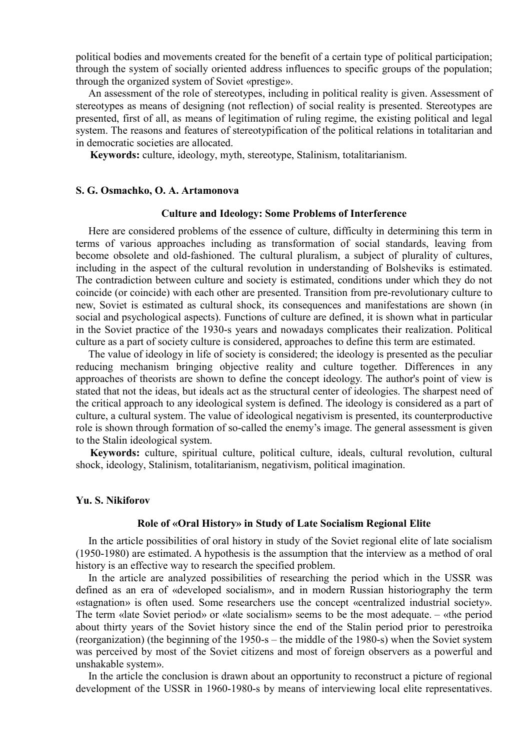political bodies and movements created for the benefit of a certain type of political participation; through the system of socially oriented address influences to specific groups of the population; through the organized system of Soviet «prestige».

An assessment of the role of stereotypes, including in political reality is given. Assessment of stereotypes as means of designing (not reflection) of social reality is presented. Stereotypes are presented, first of all, as means of legitimation of ruling regime, the existing political and legal system. The reasons and features of stereotypification of the political relations in totalitarian and in democratic societies are allocated.

**Keywords:** culture, ideology, myth, stereotype, Stalinism, totalitarianism.

**S. G. Osmachko, O. A. Artamonova**

**Culture and Ideology: Some Problems of Interference**

Here are considered problems of the essence of culture, difficulty in determining this term in terms of various approaches including as transformation of social standards, leaving from become obsolete and old-fashioned. The cultural pluralism, a subject of plurality of cultures, including in the aspect of the cultural revolution in understanding of Bolsheviks is estimated. The contradiction between culture and society is estimated, conditions under which they do not coincide (or coincide) with each other are presented. Transition from pre-revolutionary culture to new, Soviet is estimated as cultural shock, its consequences and manifestations are shown (in social and psychological aspects). Functions of culture are defined, it is shown what in particular in the Soviet practice of the 1930-s years and nowadays complicates their realization. Political culture as a part of society culture is considered, approaches to define this term are estimated.

The value of ideology in life of society is considered; the ideology is presented as the peculiar reducing mechanism bringing objective reality and culture together. Differences in any approaches of theorists are shown to define the concept ideology. The author's point of view is stated that not the ideas, but ideals act as the structural center of ideologies. The sharpest need of the critical approach to any ideological system is defined. The ideology is considered as a part of culture, a cultural system. The value of ideological negativism is presented, its counterproductive role is shown through formation of so-called the enemy's image. The general assessment is given to the Stalin ideological system.

**Keywords:** culture, spiritual culture, political culture, ideals, cultural revolution, cultural shock, ideology, Stalinism, totalitarianism, negativism, political imagination.

**Yu. S. Nikiforov**

**Role of «Oral History» in Study of Late Socialism Regional Elite**

In the article possibilities of oral history in study of the Soviet regional elite of late socialism (1950-1980) are estimated. A hypothesis is the assumption that the interview as a method of oral history is an effective way to research the specified problem.

In the article are analyzed possibilities of researching the period which in the USSR was defined as an era of «developed socialism», and in modern Russian historiography the term «stagnation» is often used. Some researchers use the concept «centralized industrial society». The term «late Soviet period» or «late socialism» seems to be the most adequate. – «the period about thirty years of the Soviet history since the end of the Stalin period prior to perestroika (reorganization) (the beginning of the 1950-s – the middle of the 1980-s) when the Soviet system was perceived by most of the Soviet citizens and most of foreign observers as a powerful and unshakable system».

In the article the conclusion is drawn about an opportunity to reconstruct a picture of regional development of the USSR in 1960-1980-s by means of interviewing local elite representatives.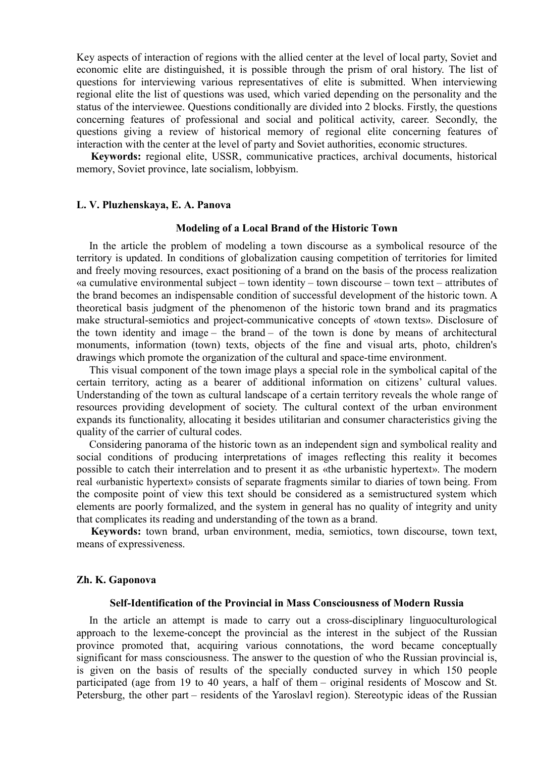Key aspects of interaction of regions with the allied center at the level of local party, Soviet and economic elite are distinguished, it is possible through the prism of oral history. The list of questions for interviewing various representatives of elite is submitted. When interviewing regional elite the list of questions was used, which varied depending on the personality and the status of the interviewee. Questions conditionally are divided into 2 blocks. Firstly, the questions concerning features of professional and social and political activity, career. Secondly, the questions giving a review of historical memory of regional elite concerning features of interaction with the center at the level of party and Soviet authorities, economic structures.

**Keywords:** regional elite, USSR, communicative practices, archival documents, historical memory, Soviet province, late socialism, lobbyism.

**L. V. Pluzhenskaya, E. A. Panova**

### Modeling of a Local Brand of the Historic Town

In the article the problem of modeling a town discourse as a symbolical resource of the territory is updated. In conditions of globalization causing competition of territories for limited and freely moving resources, exact positioning of a brand on the basis of the process realization «a cumulative environmental subject – town identity – town discourse – town text – attributes of the brand becomes an indispensable condition of successful development of the historic town. A theoretical basis judgment of the phenomenon of the historic town brand and its pragmatics make structural-semiotics and project-communicative concepts of «town texts». Disclosure of the town identity and image – the brand – of the town is done by means of architectural monuments, information (town) texts, objects of the fine and visual arts, photo, children's drawings which promote the organization of the cultural and space-time environment.

This visual component of the town image plays a special role in the symbolical capital of the certain territory, acting as a bearer of additional information on citizens' cultural values. Understanding of the town as cultural landscape of a certain territory reveals the whole range of resources providing development of society. The cultural context of the urban environment expands its functionality, allocating it besides utilitarian and consumer characteristics giving the quality of the carrier of cultural codes.

Considering panorama of the historic town as an independent sign and symbolical reality and social conditions of producing interpretations of images reflecting this reality it becomes possible to catch their interrelation and to present it as «the urbanistic hypertext». The modern real «urbanistic hypertext» consists of separate fragments similar to diaries of town being. From the composite point of view this text should be considered as a semistructured system which elements are poorly formalized, and the system in general has no quality of integrity and unity that complicates its reading and understanding of the town as a brand.

**Keywords:** town brand, urban environment, media, semiotics, town discourse, town text, means of expressiveness.

**Zh. K. Gaponova**

### Self-Identification of the Provincial in Mass Consciousness of Modern Russia

In the article an attempt is made to carry out a cross-disciplinary linguoculturological approach to the lexeme-concept the provincial as the interest in the subject of the Russian province promoted that, acquiring various connotations, the word became conceptually significant for mass consciousness. The answer to the question of who the Russian provincial is, is given on the basis of results of the specially conducted survey in which 150 people participated (age from 19 to 40 years, a half of them – original residents of Moscow and St. Petersburg, the other part – residents of the Yaroslavl region). Stereotypic ideas of the Russian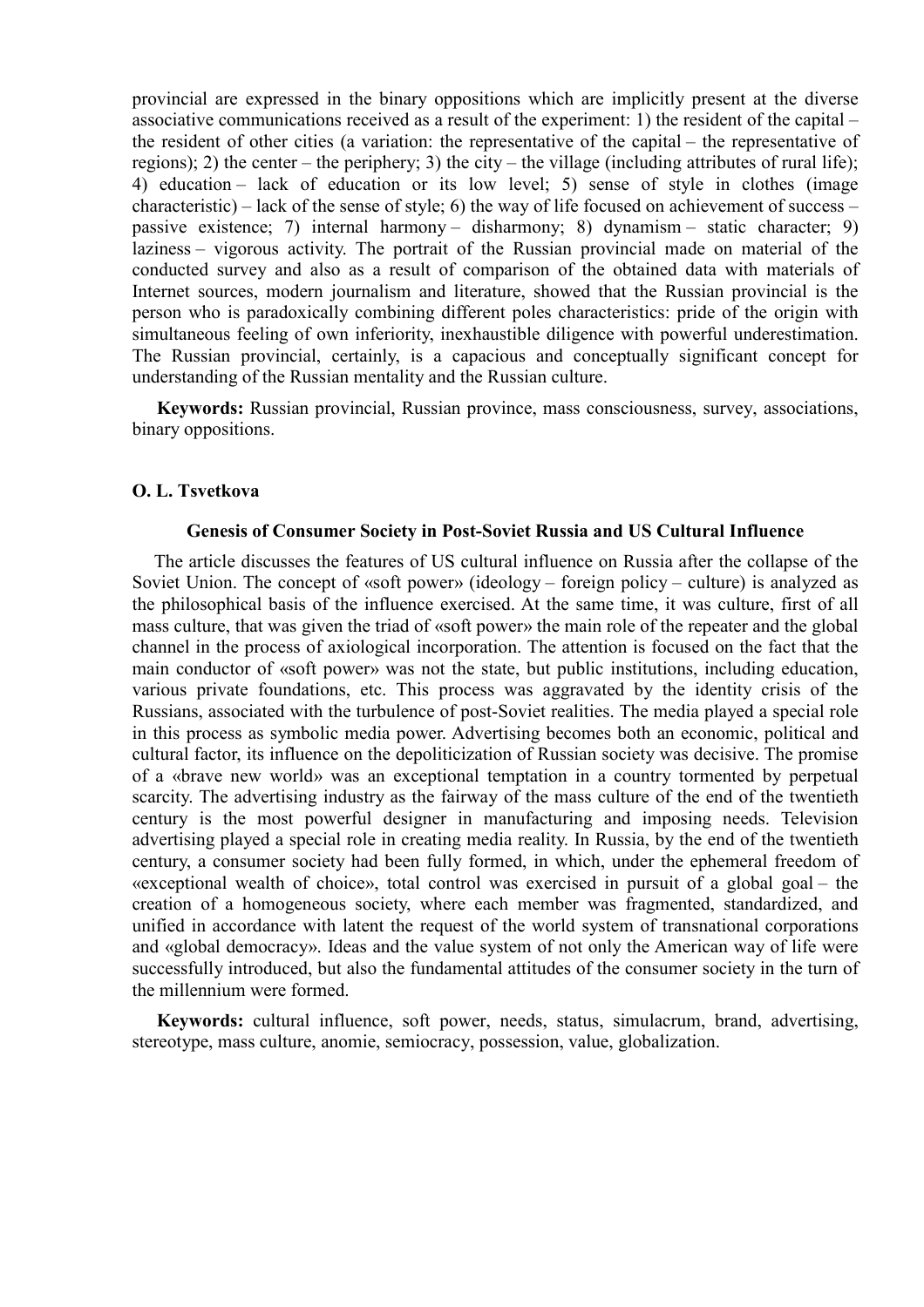provincial are expressed in the binary oppositions which are implicitly present at the diverse associative communications received as a result of the experiment: 1) the resident of the capital – the resident of other cities (a variation: the representative of the capital – the representative of regions); 2) the center – the periphery; 3) the city – the village (including attributes of rural life); 4) education – lack of education or its low level; 5) sense of style in clothes (image characteristic) – lack of the sense of style; 6) the way of life focused on achievement of success – passive existence; 7) internal harmony – disharmony; 8) dynamism – static character; 9) laziness – vigorous activity. The portrait of the Russian provincial made on material of the conducted survey and also as a result of comparison of the obtained data with materials of Internet sources, modern journalism and literature, showed that the Russian provincial is the person who is paradoxically combining different poles characteristics: pride of the origin with simultaneous feeling of own inferiority, inexhaustible diligence with powerful underestimation. The Russian provincial, certainly, is a capacious and conceptually significant concept for understanding of the Russian mentality and the Russian culture.

**Keywords:** Russian provincial, Russian province, mass consciousness, survey, associations, binary oppositions.

**O. L. Tsvetkova**

### Genesis of Consumer Society in Post-Soviet Russia and US Cultural Influence

The article discusses the features of US cultural influence on Russia after the collapse of the Soviet Union. The concept of «soft power» (ideology – foreign policy – culture) is analyzed as the philosophical basis of the influence exercised. At the same time, it was culture, first of all mass culture, that was given the triad of «soft power» the main role of the repeater and the global channel in the process of axiological incorporation. The attention is focused on the fact that the main conductor of «soft power» was not the state, but public institutions, including education, various private foundations, etc. This process was aggravated by the identity crisis of the Russians, associated with the turbulence of post-Soviet realities. The media played a special role in this process as symbolic media power. Advertising becomes both an economic, political and cultural factor, its influence on the depoliticization of Russian society was decisive. The promise of a «brave new world» was an exceptional temptation in a country tormented by perpetual scarcity. The advertising industry as the fairway of the mass culture of the end of the twentieth century is the most powerful designer in manufacturing and imposing needs. Television advertising played a special role in creating media reality. In Russia, by the end of the twentieth century, a consumer society had been fully formed, in which, under the ephemeral freedom of «exceptional wealth of choice», total control was exercised in pursuit of a global goal – the creation of a homogeneous society, where each member was fragmented, standardized, and unified in accordance with latent the request of the world system of transnational corporations and «global democracy». Ideas and the value system of not only the American way of life were successfully introduced, but also the fundamental attitudes of the consumer society in the turn of the millennium were formed.

**Keywords:** cultural influence, soft power, needs, status, simulacrum, brand, advertising, stereotype, mass culture, anomie, semiocracy, possession, value, globalization.